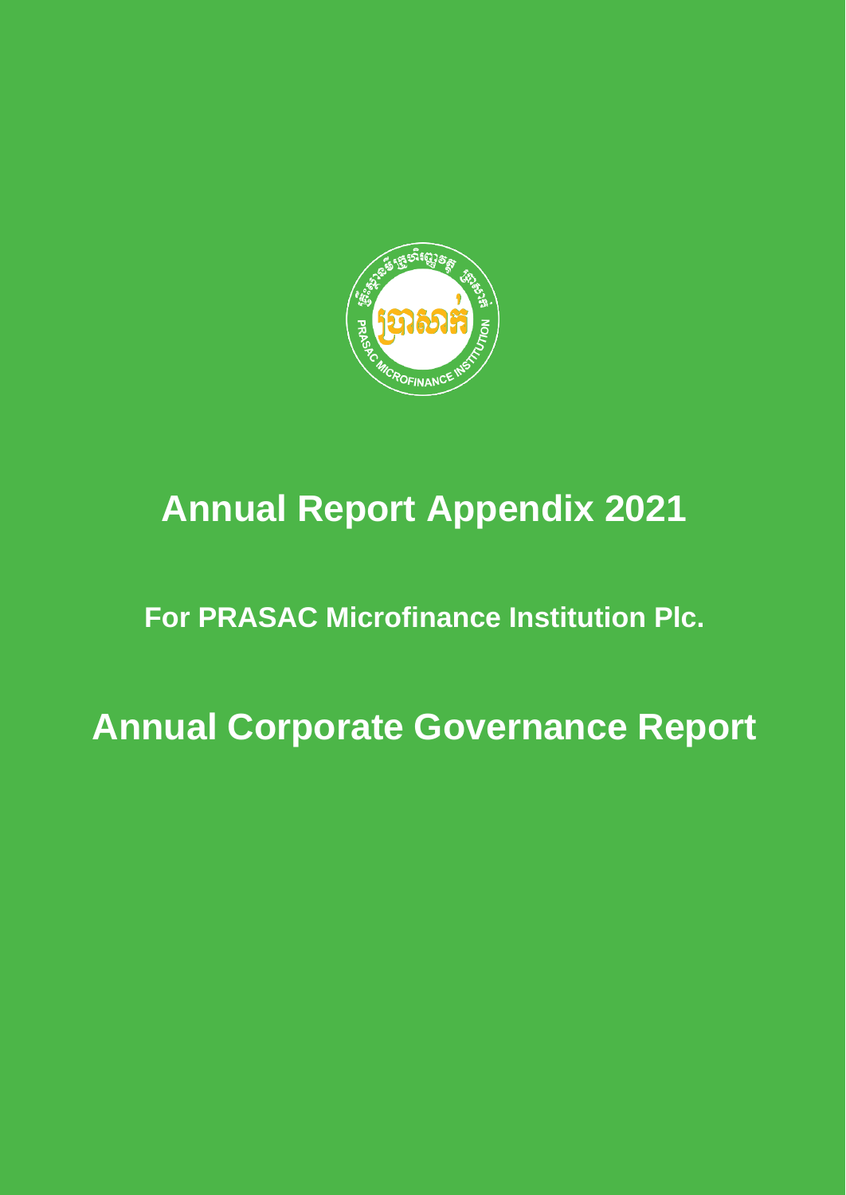# Annual Report Appendix 2021

## For PRASAC Microfinance Institution Plc.

# Annual Corporate Governance Report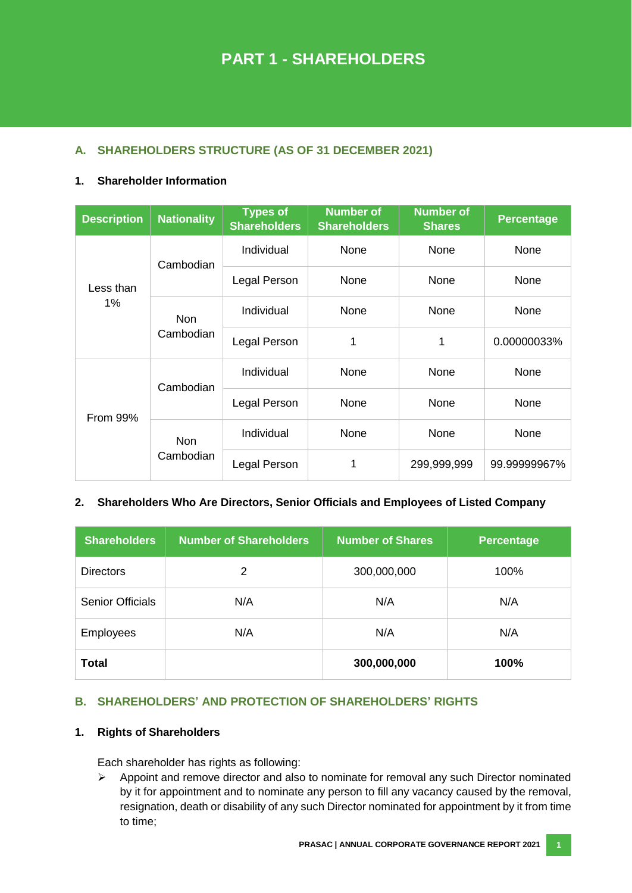# PART 1 - SHAREHOLDERS

## A. SHAREHOLDERS STRUCTURE (AS OF 31 DECEMBER 2021)

### 1. Shareholder Information

| Description | Nationality | Types of Shareholders | Number of Shareholders | Number of Shares | Percentage |
|---|---|---|---|---|---|
| Less than 1% | Cambodian | Individual | None | None | None |
| | | Legal Person | None | None | None |
| | Non Cambodian | Individual | None | None | None |
| | | Legal Person | 1 | 1 | 0.00000033% |
| From 99% | Cambodian | Individual | None | None | None |
| | | Legal Person | None | None | None |
| | Non Cambodian | Individual | None | None | None |
| | | Legal Person | 1 | 299,999,999 | 99.99999967% |

### 2. Shareholders Who Are Directors, Senior Officials and Employees of Listed Company

| Shareholders | Number of Shareholders | Number of Shares | Percentage |
|---|---|---|---|
| Directors | 2 | 300,000,000 | 100% |
| Senior Officials | N/A | N/A | N/A |
| Employees | N/A | N/A | N/A |
| **Total** | | **300,000,000** | **100%** |

## B. SHAREHOLDERS' AND PROTECTION OF SHAREHOLDERS' RIGHTS

### 1. Rights of Shareholders

Each shareholder has rights as following:

- Appoint and remove director and also to nominate for removal any such Director nominated by it for appointment and to nominate any person to fill any vacancy caused by the removal, resignation, death or disability of any such Director nominated for appointment by it from time to time;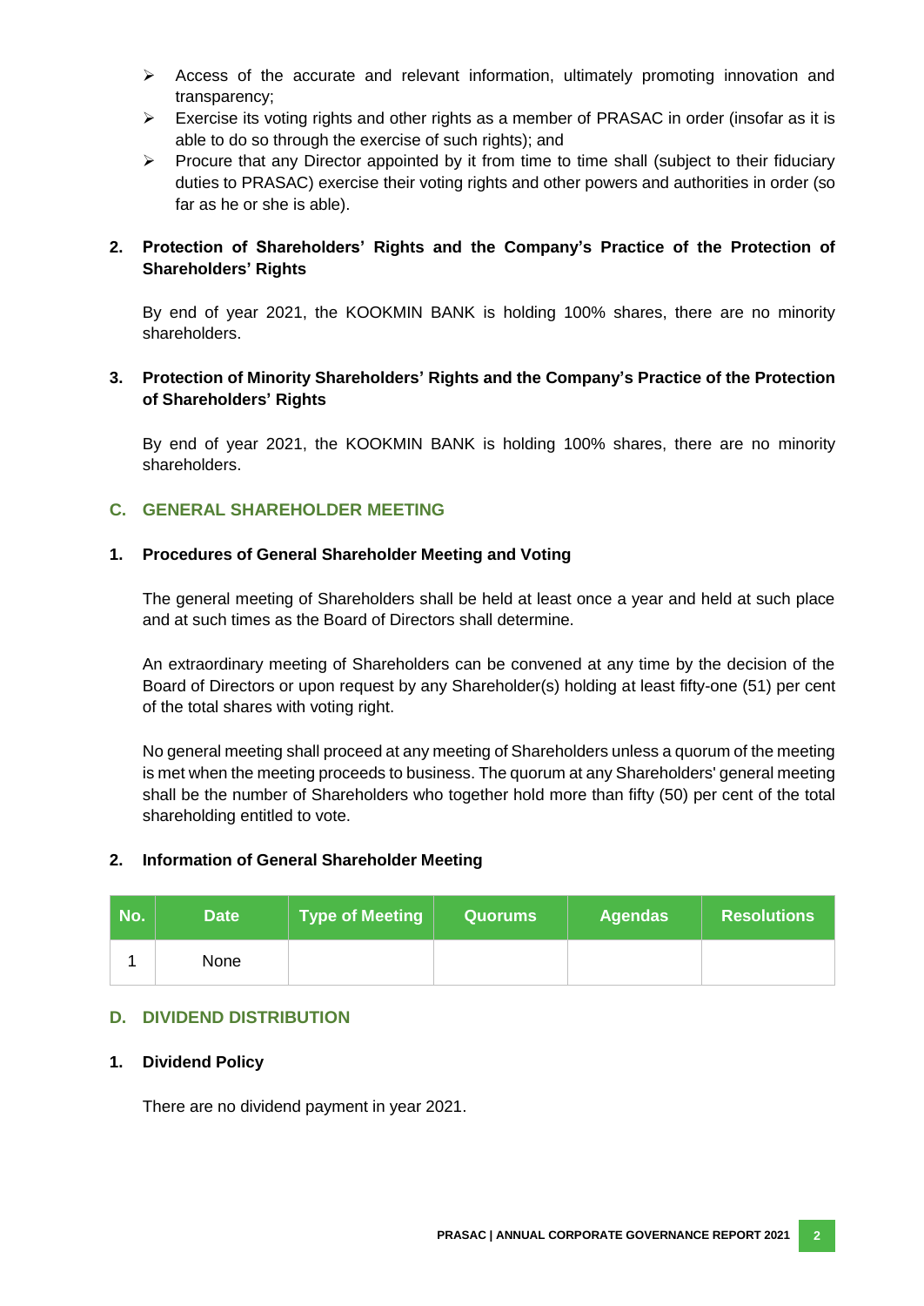- Access of the accurate and relevant information, ultimately promoting innovation and transparency;
- Exercise its voting rights and other rights as a member of PRASAC in order (insofar as it is able to do so through the exercise of such rights); and
- Procure that any Director appointed by it from time to time shall (subject to their fiduciary duties to PRASAC) exercise their voting rights and other powers and authorities in order (so far as he or she is able).

### 2. Protection of Shareholders' Rights and the Company's Practice of the Protection of Shareholders' Rights

By end of year 2021, the KOOKMIN BANK is holding 100% shares, there are no minority shareholders.

### 3. Protection of Minority Shareholders' Rights and the Company's Practice of the Protection of Shareholders' Rights

By end of year 2021, the KOOKMIN BANK is holding 100% shares, there are no minority shareholders.

## C. GENERAL SHAREHOLDER MEETING

### 1. Procedures of General Shareholder Meeting and Voting

The general meeting of Shareholders shall be held at least once a year and held at such place and at such times as the Board of Directors shall determine.

An extraordinary meeting of Shareholders can be convened at any time by the decision of the Board of Directors or upon request by any Shareholder(s) holding at least fifty-one (51) per cent of the total shares with voting right.

No general meeting shall proceed at any meeting of Shareholders unless a quorum of the meeting is met when the meeting proceeds to business. The quorum at any Shareholders' general meeting shall be the number of Shareholders who together hold more than fifty (50) per cent of the total shareholding entitled to vote.

### 2. Information of General Shareholder Meeting

| No. | Date | Type of Meeting | Quorums | Agendas | Resolutions |
| --- | --- | --- | --- | --- | --- |
| 1 | None | | | | |

## D. DIVIDEND DISTRIBUTION

### 1. Dividend Policy

There are no dividend payment in year 2021.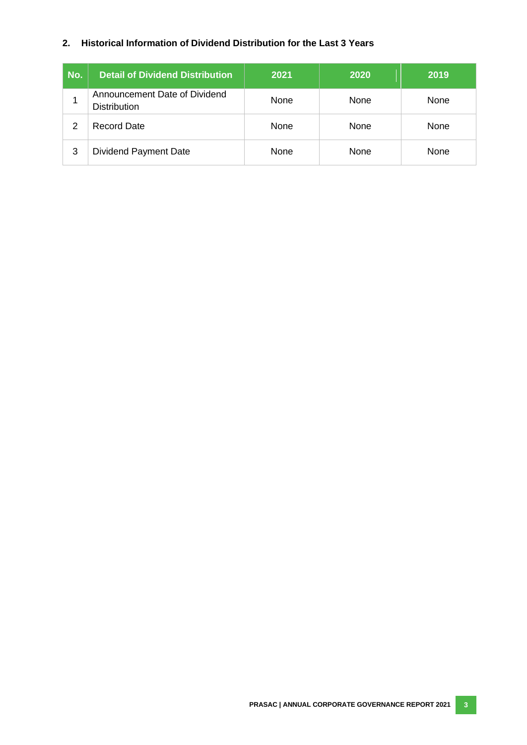## 2. Historical Information of Dividend Distribution for the Last 3 Years

| No. | Detail of Dividend Distribution | 2021 | 2020 | 2019 |
|---|---|---|---|---|
| 1 | Announcement Date of Dividend Distribution | None | None | None |
| 2 | Record Date | None | None | None |
| 3 | Dividend Payment Date | None | None | None |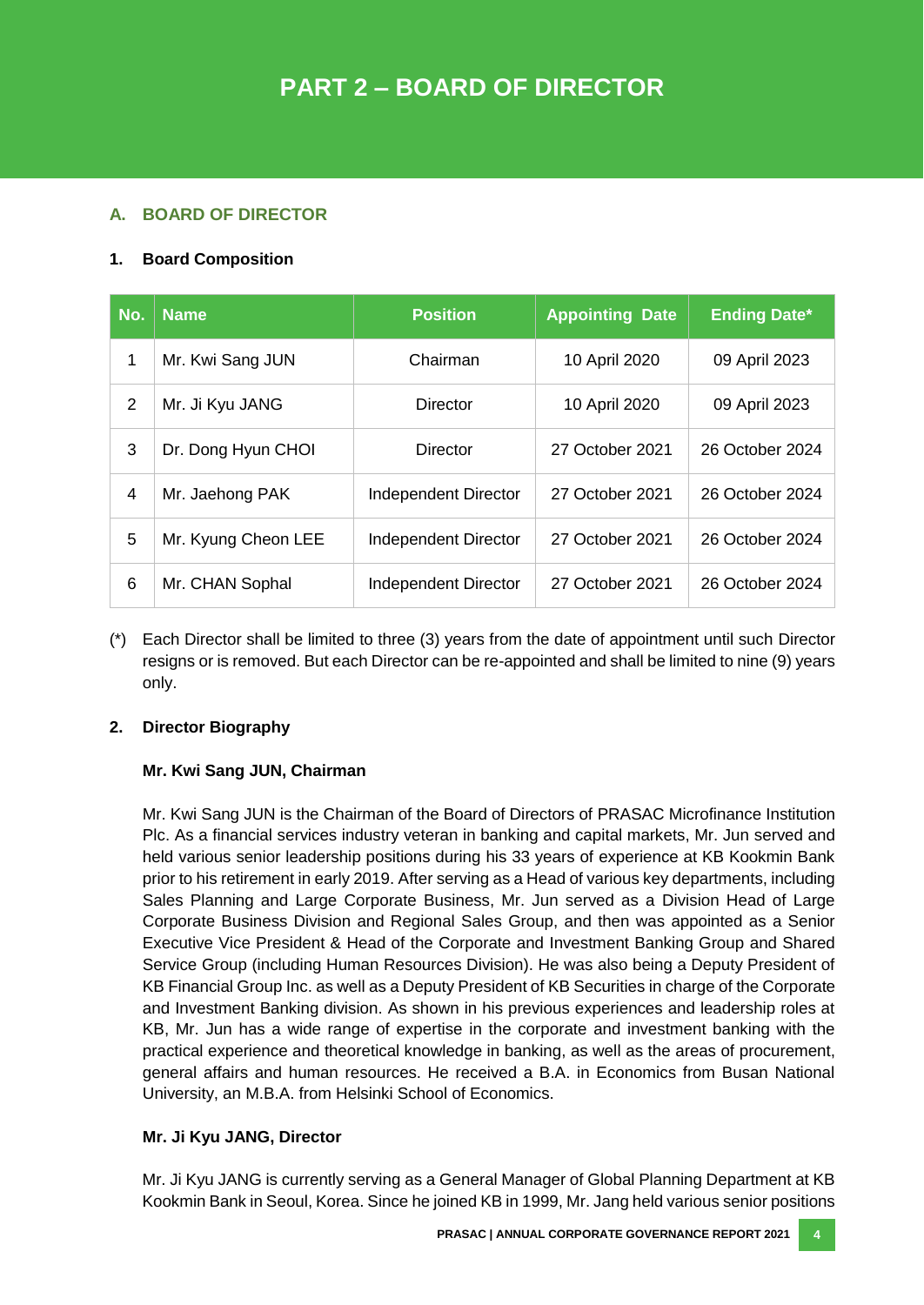# PART 2 – BOARD OF DIRECTOR

## A. BOARD OF DIRECTOR

### 1. Board Composition

| No. | Name | Position | Appointing Date | Ending Date* |
|---|---|---|---|---|
| 1 | Mr. Kwi Sang JUN | Chairman | 10 April 2020 | 09 April 2023 |
| 2 | Mr. Ji Kyu JANG | Director | 10 April 2020 | 09 April 2023 |
| 3 | Dr. Dong Hyun CHOI | Director | 27 October 2021 | 26 October 2024 |
| 4 | Mr. Jaehong PAK | Independent Director | 27 October 2021 | 26 October 2024 |
| 5 | Mr. Kyung Cheon LEE | Independent Director | 27 October 2021 | 26 October 2024 |
| 6 | Mr. CHAN Sophal | Independent Director | 27 October 2021 | 26 October 2024 |

(*) Each Director shall be limited to three (3) years from the date of appointment until such Director resigns or is removed. But each Director can be re-appointed and shall be limited to nine (9) years only.

### 2. Director Biography

**Mr. Kwi Sang JUN, Chairman**

Mr. Kwi Sang JUN is the Chairman of the Board of Directors of PRASAC Microfinance Institution Plc. As a financial services industry veteran in banking and capital markets, Mr. Jun served and held various senior leadership positions during his 33 years of experience at KB Kookmin Bank prior to his retirement in early 2019. After serving as a Head of various key departments, including Sales Planning and Large Corporate Business, Mr. Jun served as a Division Head of Large Corporate Business Division and Regional Sales Group, and then was appointed as a Senior Executive Vice President & Head of the Corporate and Investment Banking Group and Shared Service Group (including Human Resources Division). He was also being a Deputy President of KB Financial Group Inc. as well as a Deputy President of KB Securities in charge of the Corporate and Investment Banking division. As shown in his previous experiences and leadership roles at KB, Mr. Jun has a wide range of expertise in the corporate and investment banking with the practical experience and theoretical knowledge in banking, as well as the areas of procurement, general affairs and human resources. He received a B.A. in Economics from Busan National University, an M.B.A. from Helsinki School of Economics.

**Mr. Ji Kyu JANG, Director**

Mr. Ji Kyu JANG is currently serving as a General Manager of Global Planning Department at KB Kookmin Bank in Seoul, Korea. Since he joined KB in 1999, Mr. Jang held various senior positions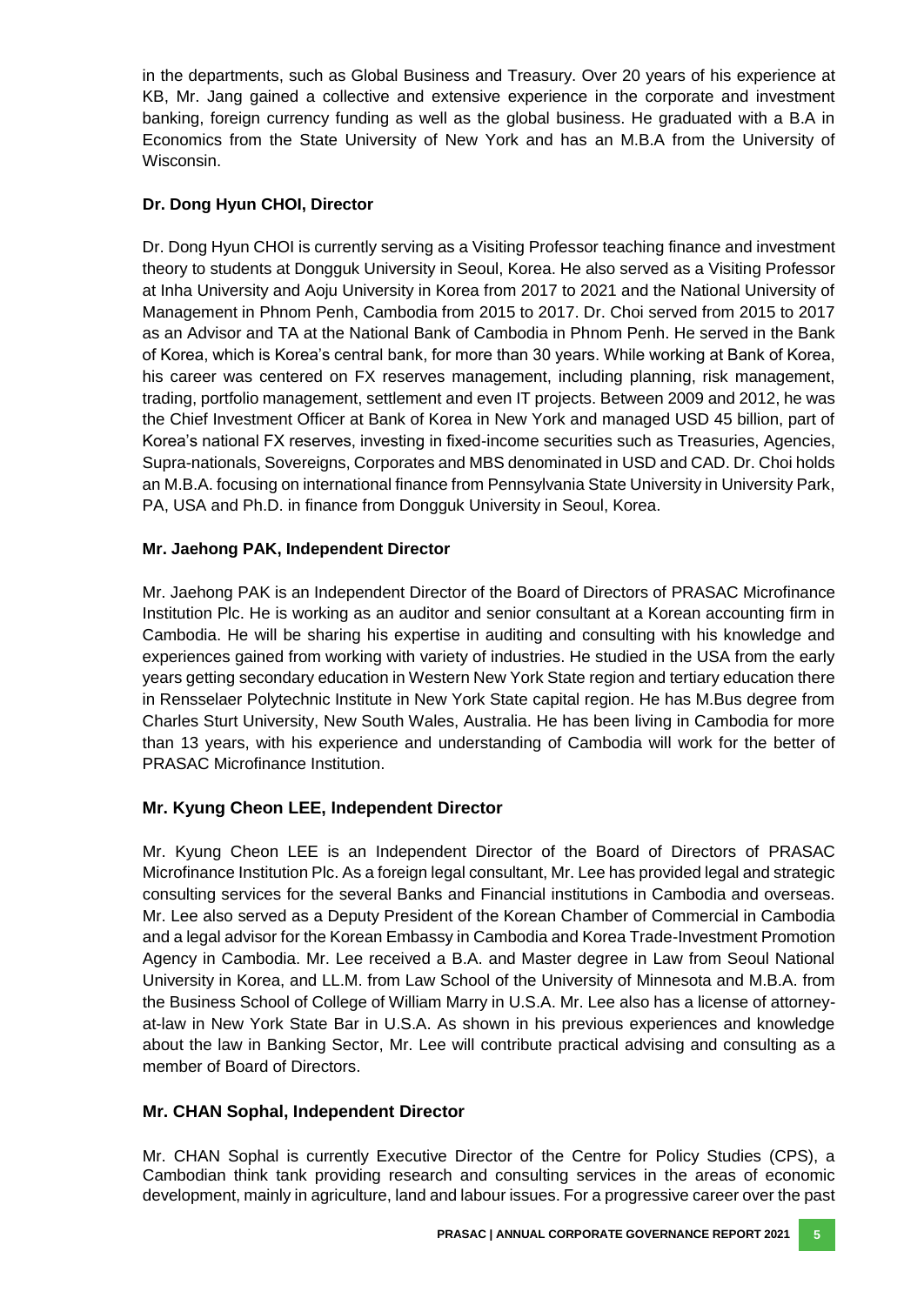in the departments, such as Global Business and Treasury. Over 20 years of his experience at KB, Mr. Jang gained a collective and extensive experience in the corporate and investment banking, foreign currency funding as well as the global business. He graduated with a B.A in Economics from the State University of New York and has an M.B.A from the University of Wisconsin.

**Dr. Dong Hyun CHOI, Director**

Dr. Dong Hyun CHOI is currently serving as a Visiting Professor teaching finance and investment theory to students at Dongguk University in Seoul, Korea. He also served as a Visiting Professor at Inha University and Aoju University in Korea from 2017 to 2021 and the National University of Management in Phnom Penh, Cambodia from 2015 to 2017. Dr. Choi served from 2015 to 2017 as an Advisor and TA at the National Bank of Cambodia in Phnom Penh. He served in the Bank of Korea, which is Korea's central bank, for more than 30 years. While working at Bank of Korea, his career was centered on FX reserves management, including planning, risk management, trading, portfolio management, settlement and even IT projects. Between 2009 and 2012, he was the Chief Investment Officer at Bank of Korea in New York and managed USD 45 billion, part of Korea's national FX reserves, investing in fixed-income securities such as Treasuries, Agencies, Supra-nationals, Sovereigns, Corporates and MBS denominated in USD and CAD. Dr. Choi holds an M.B.A. focusing on international finance from Pennsylvania State University in University Park, PA, USA and Ph.D. in finance from Dongguk University in Seoul, Korea.

**Mr. Jaehong PAK, Independent Director**

Mr. Jaehong PAK is an Independent Director of the Board of Directors of PRASAC Microfinance Institution Plc. He is working as an auditor and senior consultant at a Korean accounting firm in Cambodia. He will be sharing his expertise in auditing and consulting with his knowledge and experiences gained from working with variety of industries. He studied in the USA from the early years getting secondary education in Western New York State region and tertiary education there in Rensselaer Polytechnic Institute in New York State capital region. He has M.Bus degree from Charles Sturt University, New South Wales, Australia. He has been living in Cambodia for more than 13 years, with his experience and understanding of Cambodia will work for the better of PRASAC Microfinance Institution.

**Mr. Kyung Cheon LEE, Independent Director**

Mr. Kyung Cheon LEE is an Independent Director of the Board of Directors of PRASAC Microfinance Institution Plc. As a foreign legal consultant, Mr. Lee has provided legal and strategic consulting services for the several Banks and Financial institutions in Cambodia and overseas. Mr. Lee also served as a Deputy President of the Korean Chamber of Commercial in Cambodia and a legal advisor for the Korean Embassy in Cambodia and Korea Trade-Investment Promotion Agency in Cambodia. Mr. Lee received a B.A. and Master degree in Law from Seoul National University in Korea, and LL.M. from Law School of the University of Minnesota and M.B.A. from the Business School of College of William Marry in U.S.A. Mr. Lee also has a license of attorney-at-law in New York State Bar in U.S.A. As shown in his previous experiences and knowledge about the law in Banking Sector, Mr. Lee will contribute practical advising and consulting as a member of Board of Directors.

**Mr. CHAN Sophal, Independent Director**

Mr. CHAN Sophal is currently Executive Director of the Centre for Policy Studies (CPS), a Cambodian think tank providing research and consulting services in the areas of economic development, mainly in agriculture, land and labour issues. For a progressive career over the past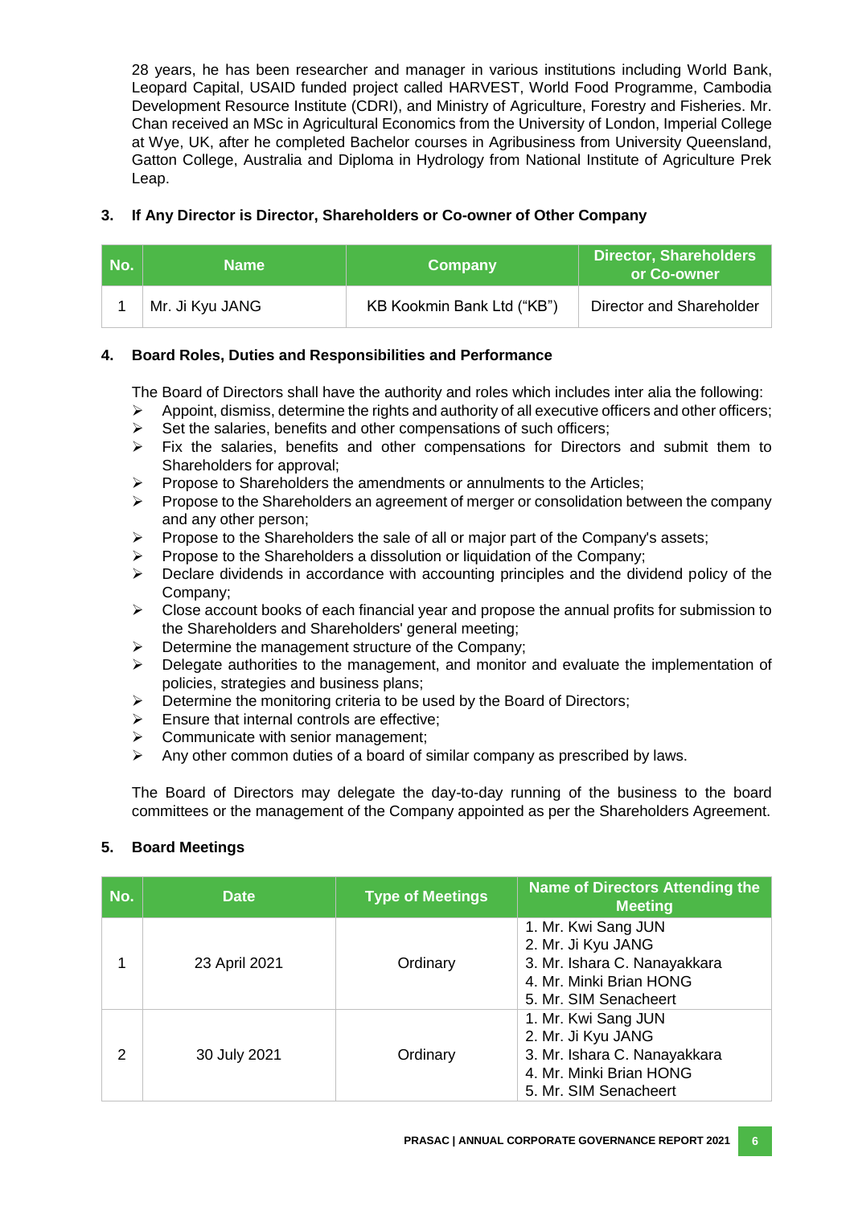28 years, he has been researcher and manager in various institutions including World Bank, Leopard Capital, USAID funded project called HARVEST, World Food Programme, Cambodia Development Resource Institute (CDRI), and Ministry of Agriculture, Forestry and Fisheries. Mr. Chan received an MSc in Agricultural Economics from the University of London, Imperial College at Wye, UK, after he completed Bachelor courses in Agribusiness from University Queensland, Gatton College, Australia and Diploma in Hydrology from National Institute of Agriculture Prek Leap.

## 3. If Any Director is Director, Shareholders or Co-owner of Other Company

| No. | Name | Company | Director, Shareholders or Co-owner |
|---|---|---|---|
| 1 | Mr. Ji Kyu JANG | KB Kookmin Bank Ltd ("KB") | Director and Shareholder |

## 4. Board Roles, Duties and Responsibilities and Performance

The Board of Directors shall have the authority and roles which includes inter alia the following:

- Appoint, dismiss, determine the rights and authority of all executive officers and other officers;
- Set the salaries, benefits and other compensations of such officers;
- Fix the salaries, benefits and other compensations for Directors and submit them to Shareholders for approval;
- Propose to Shareholders the amendments or annulments to the Articles;
- Propose to the Shareholders an agreement of merger or consolidation between the company and any other person;
- Propose to the Shareholders the sale of all or major part of the Company's assets;
- Propose to the Shareholders a dissolution or liquidation of the Company;
- Declare dividends in accordance with accounting principles and the dividend policy of the Company;
- Close account books of each financial year and propose the annual profits for submission to the Shareholders and Shareholders' general meeting;
- Determine the management structure of the Company;
- Delegate authorities to the management, and monitor and evaluate the implementation of policies, strategies and business plans;
- Determine the monitoring criteria to be used by the Board of Directors;
- Ensure that internal controls are effective;
- Communicate with senior management;
- Any other common duties of a board of similar company as prescribed by laws.

The Board of Directors may delegate the day-to-day running of the business to the board committees or the management of the Company appointed as per the Shareholders Agreement.

## 5. Board Meetings

| No. | Date | Type of Meetings | Name of Directors Attending the Meeting |
|---|---|---|---|
| 1 | 23 April 2021 | Ordinary | 1. Mr. Kwi Sang JUN<br>2. Mr. Ji Kyu JANG<br>3. Mr. Ishara C. Nanayakkara<br>4. Mr. Minki Brian HONG<br>5. Mr. SIM Senacheert |
| 2 | 30 July 2021 | Ordinary | 1. Mr. Kwi Sang JUN<br>2. Mr. Ji Kyu JANG<br>3. Mr. Ishara C. Nanayakkara<br>4. Mr. Minki Brian HONG<br>5. Mr. SIM Senacheert |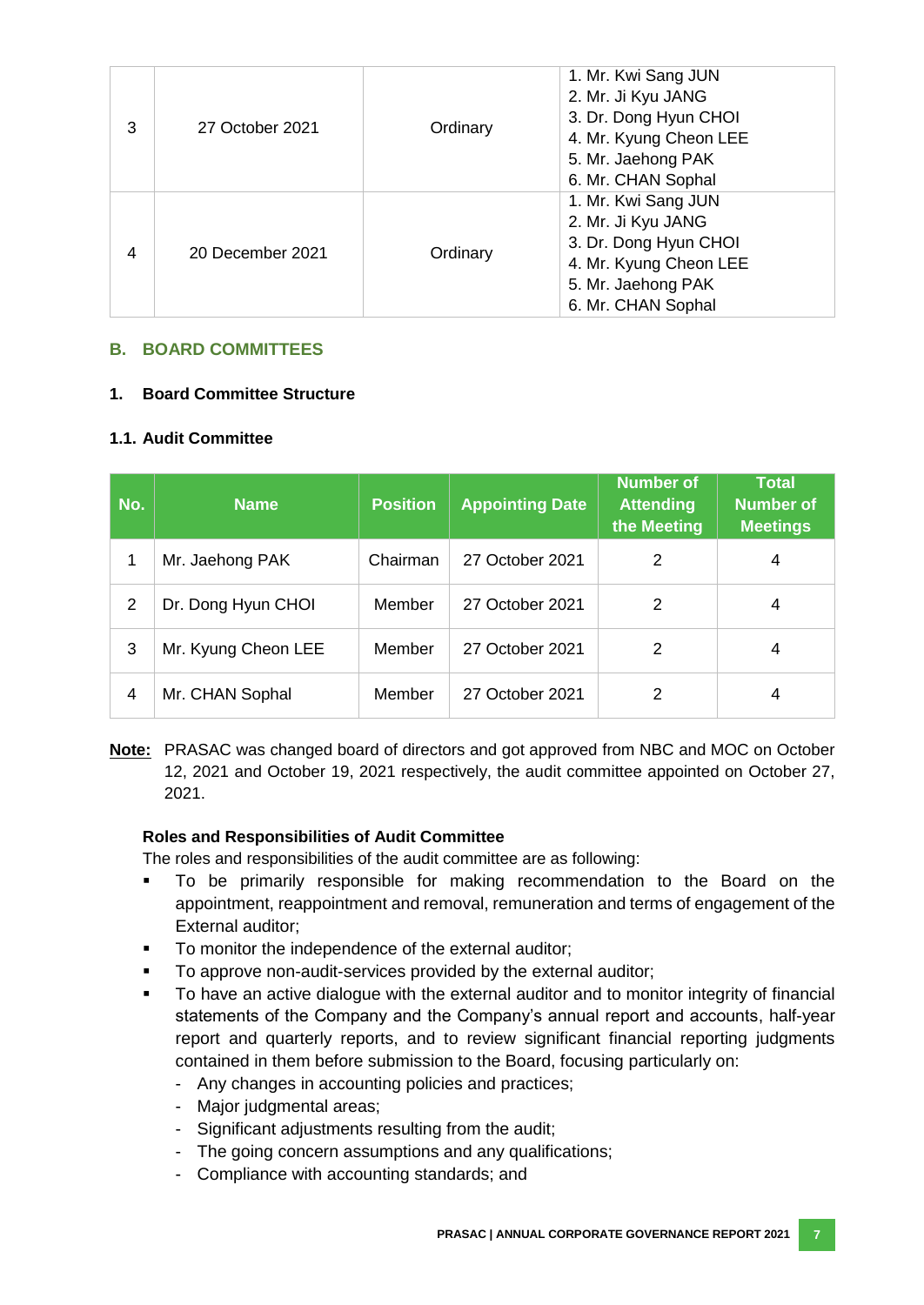| 3 | 27 October 2021 | Ordinary | 1. Mr. Kwi Sang JUN<br>2. Mr. Ji Kyu JANG<br>3. Dr. Dong Hyun CHOI<br>4. Mr. Kyung Cheon LEE<br>5. Mr. Jaehong PAK<br>6. Mr. CHAN Sophal |
|---|---|---|---|
| 4 | 20 December 2021 | Ordinary | 1. Mr. Kwi Sang JUN<br>2. Mr. Ji Kyu JANG<br>3. Dr. Dong Hyun CHOI<br>4. Mr. Kyung Cheon LEE<br>5. Mr. Jaehong PAK<br>6. Mr. CHAN Sophal |

## B. BOARD COMMITTEES

### 1. Board Committee Structure

#### 1.1. Audit Committee

| No. | Name | Position | Appointing Date | Number of Attending the Meeting | Total Number of Meetings |
|---|---|---|---|---|---|
| 1 | Mr. Jaehong PAK | Chairman | 27 October 2021 | 2 | 4 |
| 2 | Dr. Dong Hyun CHOI | Member | 27 October 2021 | 2 | 4 |
| 3 | Mr. Kyung Cheon LEE | Member | 27 October 2021 | 2 | 4 |
| 4 | Mr. CHAN Sophal | Member | 27 October 2021 | 2 | 4 |

**Note:** PRASAC was changed board of directors and got approved from NBC and MOC on October 12, 2021 and October 19, 2021 respectively, the audit committee appointed on October 27, 2021.

**Roles and Responsibilities of Audit Committee**

The roles and responsibilities of the audit committee are as following:

- To be primarily responsible for making recommendation to the Board on the appointment, reappointment and removal, remuneration and terms of engagement of the External auditor;
- To monitor the independence of the external auditor;
- To approve non-audit-services provided by the external auditor;
- To have an active dialogue with the external auditor and to monitor integrity of financial statements of the Company and the Company's annual report and accounts, half-year report and quarterly reports, and to review significant financial reporting judgments contained in them before submission to the Board, focusing particularly on:
  - Any changes in accounting policies and practices;
  - Major judgmental areas;
  - Significant adjustments resulting from the audit;
  - The going concern assumptions and any qualifications;
  - Compliance with accounting standards; and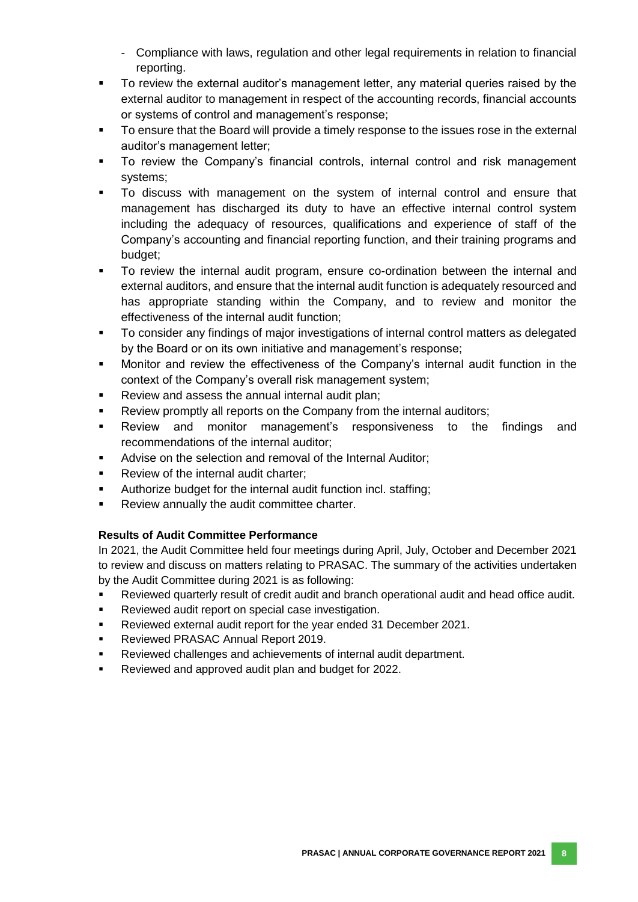- Compliance with laws, regulation and other legal requirements in relation to financial reporting.

- To review the external auditor's management letter, any material queries raised by the external auditor to management in respect of the accounting records, financial accounts or systems of control and management's response;
- To ensure that the Board will provide a timely response to the issues rose in the external auditor's management letter;
- To review the Company's financial controls, internal control and risk management systems;
- To discuss with management on the system of internal control and ensure that management has discharged its duty to have an effective internal control system including the adequacy of resources, qualifications and experience of staff of the Company's accounting and financial reporting function, and their training programs and budget;
- To review the internal audit program, ensure co-ordination between the internal and external auditors, and ensure that the internal audit function is adequately resourced and has appropriate standing within the Company, and to review and monitor the effectiveness of the internal audit function;
- To consider any findings of major investigations of internal control matters as delegated by the Board or on its own initiative and management's response;
- Monitor and review the effectiveness of the Company's internal audit function in the context of the Company's overall risk management system;
- Review and assess the annual internal audit plan;
- Review promptly all reports on the Company from the internal auditors;
- Review and monitor management's responsiveness to the findings and recommendations of the internal auditor;
- Advise on the selection and removal of the Internal Auditor;
- Review of the internal audit charter;
- Authorize budget for the internal audit function incl. staffing;
- Review annually the audit committee charter.

**Results of Audit Committee Performance**

In 2021, the Audit Committee held four meetings during April, July, October and December 2021 to review and discuss on matters relating to PRASAC. The summary of the activities undertaken by the Audit Committee during 2021 is as following:

- Reviewed quarterly result of credit audit and branch operational audit and head office audit.
- Reviewed audit report on special case investigation.
- Reviewed external audit report for the year ended 31 December 2021.
- Reviewed PRASAC Annual Report 2019.
- Reviewed challenges and achievements of internal audit department.
- Reviewed and approved audit plan and budget for 2022.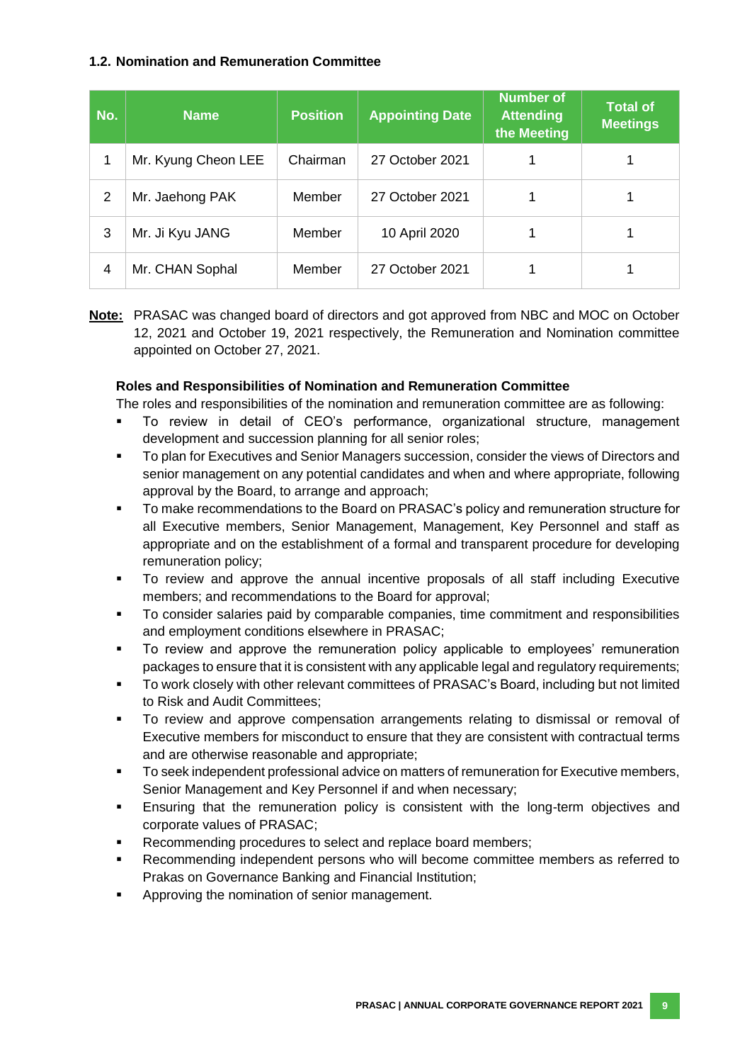### 1.2. Nomination and Remuneration Committee

| No. | Name | Position | Appointing Date | Number of Attending the Meeting | Total of Meetings |
|---|---|---|---|---|---|
| 1 | Mr. Kyung Cheon LEE | Chairman | 27 October 2021 | 1 | 1 |
| 2 | Mr. Jaehong PAK | Member | 27 October 2021 | 1 | 1 |
| 3 | Mr. Ji Kyu JANG | Member | 10 April 2020 | 1 | 1 |
| 4 | Mr. CHAN Sophal | Member | 27 October 2021 | 1 | 1 |

**Note:** PRASAC was changed board of directors and got approved from NBC and MOC on October 12, 2021 and October 19, 2021 respectively, the Remuneration and Nomination committee appointed on October 27, 2021.

**Roles and Responsibilities of Nomination and Remuneration Committee**

The roles and responsibilities of the nomination and remuneration committee are as following:

- To review in detail of CEO's performance, organizational structure, management development and succession planning for all senior roles;
- To plan for Executives and Senior Managers succession, consider the views of Directors and senior management on any potential candidates and when and where appropriate, following approval by the Board, to arrange and approach;
- To make recommendations to the Board on PRASAC's policy and remuneration structure for all Executive members, Senior Management, Management, Key Personnel and staff as appropriate and on the establishment of a formal and transparent procedure for developing remuneration policy;
- To review and approve the annual incentive proposals of all staff including Executive members; and recommendations to the Board for approval;
- To consider salaries paid by comparable companies, time commitment and responsibilities and employment conditions elsewhere in PRASAC;
- To review and approve the remuneration policy applicable to employees' remuneration packages to ensure that it is consistent with any applicable legal and regulatory requirements;
- To work closely with other relevant committees of PRASAC's Board, including but not limited to Risk and Audit Committees;
- To review and approve compensation arrangements relating to dismissal or removal of Executive members for misconduct to ensure that they are consistent with contractual terms and are otherwise reasonable and appropriate;
- To seek independent professional advice on matters of remuneration for Executive members, Senior Management and Key Personnel if and when necessary;
- Ensuring that the remuneration policy is consistent with the long-term objectives and corporate values of PRASAC;
- Recommending procedures to select and replace board members;
- Recommending independent persons who will become committee members as referred to Prakas on Governance Banking and Financial Institution;
- Approving the nomination of senior management.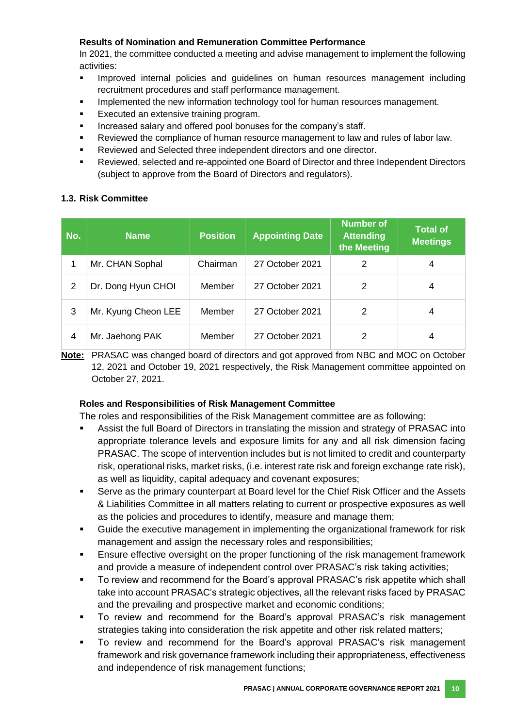**Results of Nomination and Remuneration Committee Performance**

In 2021, the committee conducted a meeting and advise management to implement the following activities:

- Improved internal policies and guidelines on human resources management including recruitment procedures and staff performance management.
- Implemented the new information technology tool for human resources management.
- Executed an extensive training program.
- Increased salary and offered pool bonuses for the company's staff.
- Reviewed the compliance of human resource management to law and rules of labor law.
- Reviewed and Selected three independent directors and one director.
- Reviewed, selected and re-appointed one Board of Director and three Independent Directors (subject to approve from the Board of Directors and regulators).

### 1.3. Risk Committee

| No. | Name | Position | Appointing Date | Number of Attending the Meeting | Total of Meetings |
|---|---|---|---|---|---|
| 1 | Mr. CHAN Sophal | Chairman | 27 October 2021 | 2 | 4 |
| 2 | Dr. Dong Hyun CHOI | Member | 27 October 2021 | 2 | 4 |
| 3 | Mr. Kyung Cheon LEE | Member | 27 October 2021 | 2 | 4 |
| 4 | Mr. Jaehong PAK | Member | 27 October 2021 | 2 | 4 |

**Note:** PRASAC was changed board of directors and got approved from NBC and MOC on October 12, 2021 and October 19, 2021 respectively, the Risk Management committee appointed on October 27, 2021.

**Roles and Responsibilities of Risk Management Committee**

The roles and responsibilities of the Risk Management committee are as following:

- Assist the full Board of Directors in translating the mission and strategy of PRASAC into appropriate tolerance levels and exposure limits for any and all risk dimension facing PRASAC. The scope of intervention includes but is not limited to credit and counterparty risk, operational risks, market risks, (i.e. interest rate risk and foreign exchange rate risk), as well as liquidity, capital adequacy and covenant exposures;
- Serve as the primary counterpart at Board level for the Chief Risk Officer and the Assets & Liabilities Committee in all matters relating to current or prospective exposures as well as the policies and procedures to identify, measure and manage them;
- Guide the executive management in implementing the organizational framework for risk management and assign the necessary roles and responsibilities;
- Ensure effective oversight on the proper functioning of the risk management framework and provide a measure of independent control over PRASAC's risk taking activities;
- To review and recommend for the Board's approval PRASAC's risk appetite which shall take into account PRASAC's strategic objectives, all the relevant risks faced by PRASAC and the prevailing and prospective market and economic conditions;
- To review and recommend for the Board's approval PRASAC's risk management strategies taking into consideration the risk appetite and other risk related matters;
- To review and recommend for the Board's approval PRASAC's risk management framework and risk governance framework including their appropriateness, effectiveness and independence of risk management functions;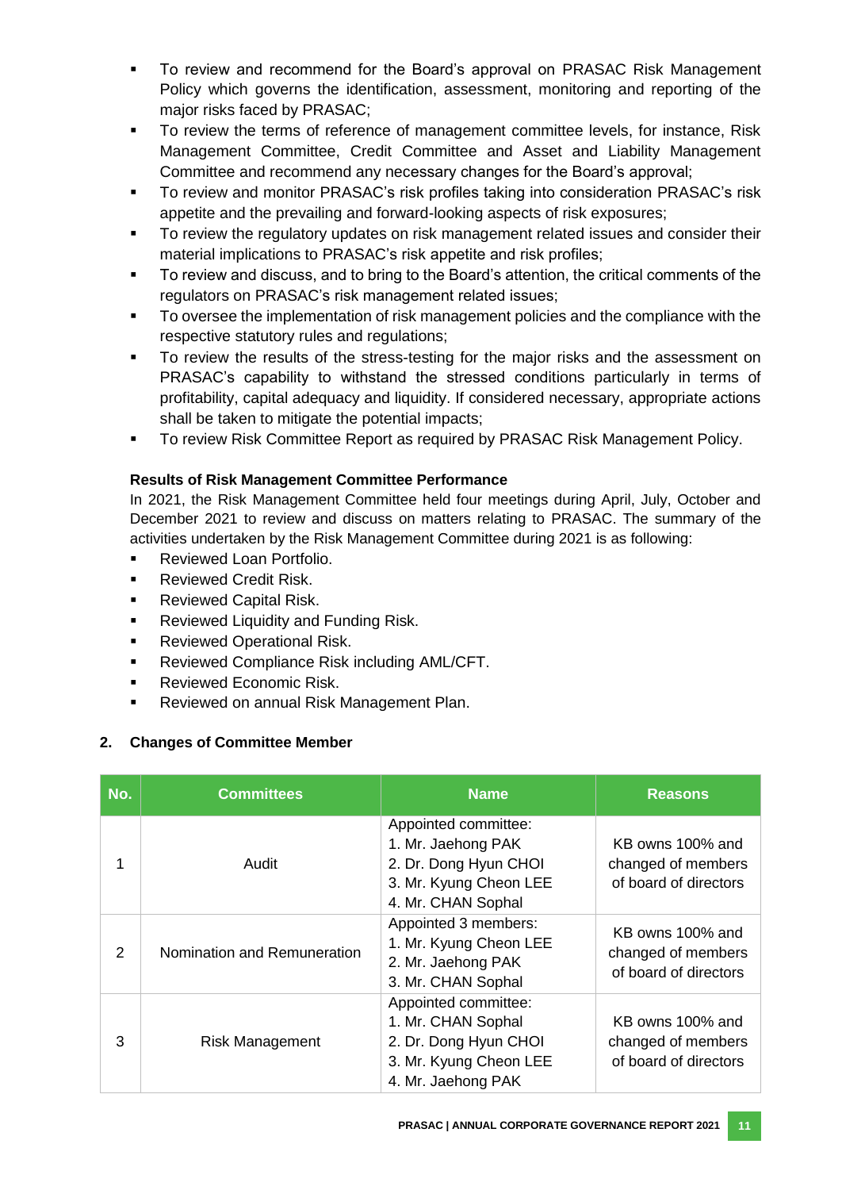- To review and recommend for the Board's approval on PRASAC Risk Management Policy which governs the identification, assessment, monitoring and reporting of the major risks faced by PRASAC;
- To review the terms of reference of management committee levels, for instance, Risk Management Committee, Credit Committee and Asset and Liability Management Committee and recommend any necessary changes for the Board's approval;
- To review and monitor PRASAC's risk profiles taking into consideration PRASAC's risk appetite and the prevailing and forward-looking aspects of risk exposures;
- To review the regulatory updates on risk management related issues and consider their material implications to PRASAC's risk appetite and risk profiles;
- To review and discuss, and to bring to the Board's attention, the critical comments of the regulators on PRASAC's risk management related issues;
- To oversee the implementation of risk management policies and the compliance with the respective statutory rules and regulations;
- To review the results of the stress-testing for the major risks and the assessment on PRASAC's capability to withstand the stressed conditions particularly in terms of profitability, capital adequacy and liquidity. If considered necessary, appropriate actions shall be taken to mitigate the potential impacts;
- To review Risk Committee Report as required by PRASAC Risk Management Policy.

**Results of Risk Management Committee Performance**

In 2021, the Risk Management Committee held four meetings during April, July, October and December 2021 to review and discuss on matters relating to PRASAC. The summary of the activities undertaken by the Risk Management Committee during 2021 is as following:

- Reviewed Loan Portfolio.
- Reviewed Credit Risk.
- Reviewed Capital Risk.
- Reviewed Liquidity and Funding Risk.
- Reviewed Operational Risk.
- Reviewed Compliance Risk including AML/CFT.
- Reviewed Economic Risk.
- Reviewed on annual Risk Management Plan.

## 2. Changes of Committee Member

| No. | Committees | Name | Reasons |
|---|---|---|---|
| 1 | Audit | Appointed committee:<br>1. Mr. Jaehong PAK<br>2. Dr. Dong Hyun CHOI<br>3. Mr. Kyung Cheon LEE<br>4. Mr. CHAN Sophal | KB owns 100% and changed of members of board of directors |
| 2 | Nomination and Remuneration | Appointed 3 members:<br>1. Mr. Kyung Cheon LEE<br>2. Mr. Jaehong PAK<br>3. Mr. CHAN Sophal | KB owns 100% and changed of members of board of directors |
| 3 | Risk Management | Appointed committee:<br>1. Mr. CHAN Sophal<br>2. Dr. Dong Hyun CHOI<br>3. Mr. Kyung Cheon LEE<br>4. Mr. Jaehong PAK | KB owns 100% and changed of members of board of directors |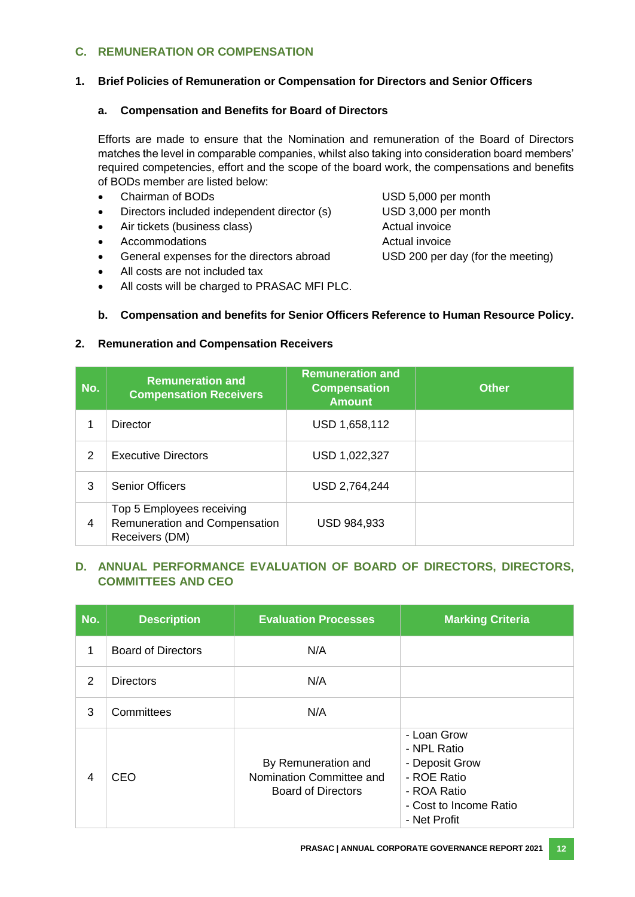## C. REMUNERATION OR COMPENSATION

### 1. Brief Policies of Remuneration or Compensation for Directors and Senior Officers

#### a. Compensation and Benefits for Board of Directors

Efforts are made to ensure that the Nomination and remuneration of the Board of Directors matches the level in comparable companies, whilst also taking into consideration board members' required competencies, effort and the scope of the board work, the compensations and benefits of BODs member are listed below:

- Chairman of BODs — USD 5,000 per month
- Directors included independent director (s) — USD 3,000 per month
- Air tickets (business class) — Actual invoice
- Accommodations — Actual invoice
- General expenses for the directors abroad — USD 200 per day (for the meeting)
- All costs are not included tax
- All costs will be charged to PRASAC MFI PLC.

#### b. Compensation and benefits for Senior Officers Reference to Human Resource Policy.

### 2. Remuneration and Compensation Receivers

| No. | Remuneration and Compensation Receivers | Remuneration and Compensation Amount | Other |
|---|---|---|---|
| 1 | Director | USD 1,658,112 | |
| 2 | Executive Directors | USD 1,022,327 | |
| 3 | Senior Officers | USD 2,764,244 | |
| 4 | Top 5 Employees receiving Remuneration and Compensation Receivers (DM) | USD 984,933 | |

## D. ANNUAL PERFORMANCE EVALUATION OF BOARD OF DIRECTORS, DIRECTORS, COMMITTEES AND CEO

| No. | Description | Evaluation Processes | Marking Criteria |
|---|---|---|---|
| 1 | Board of Directors | N/A | |
| 2 | Directors | N/A | |
| 3 | Committees | N/A | |
| 4 | CEO | By Remuneration and Nomination Committee and Board of Directors | - Loan Grow<br>- NPL Ratio<br>- Deposit Grow<br>- ROE Ratio<br>- ROA Ratio<br>- Cost to Income Ratio<br>- Net Profit |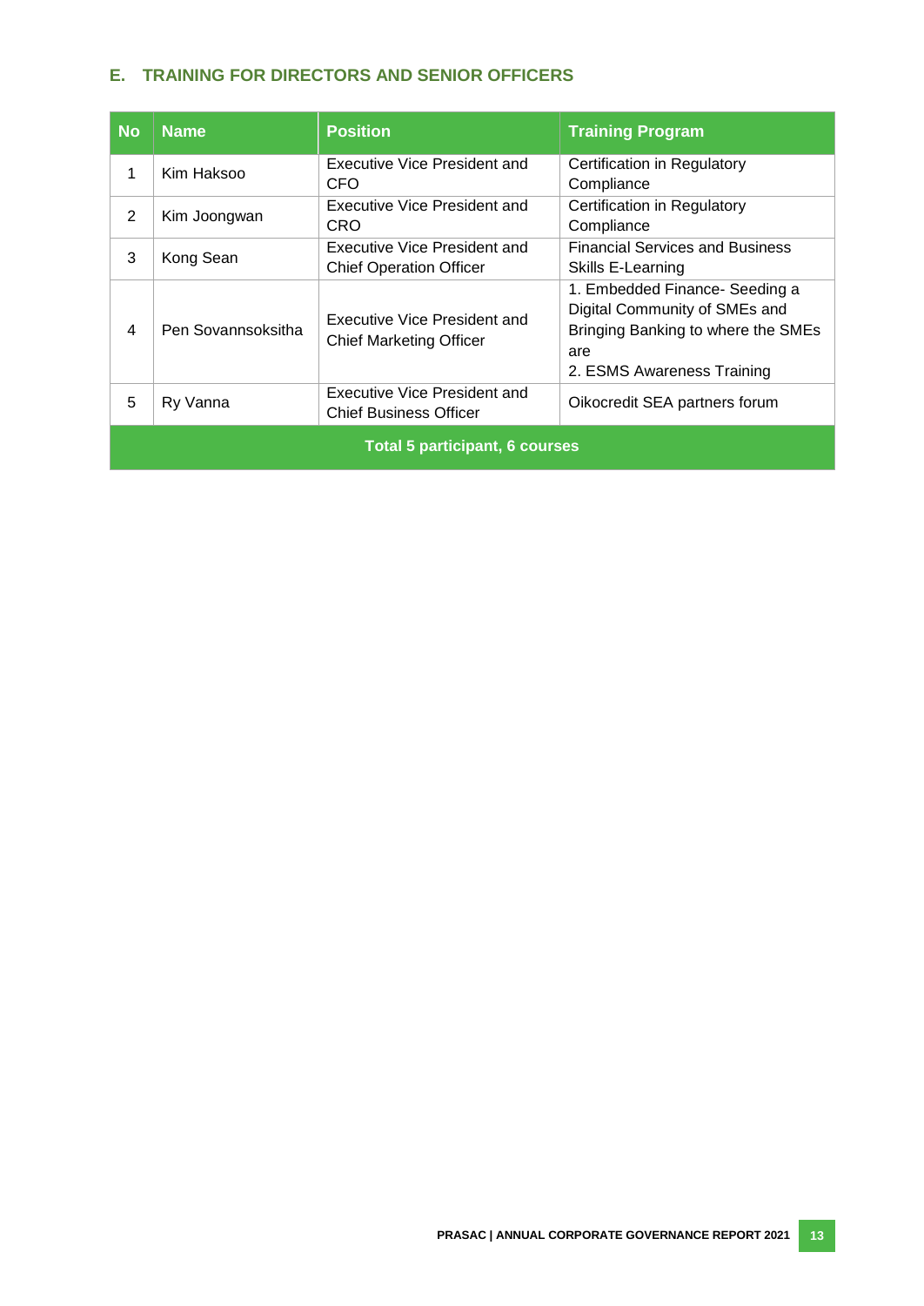## E. TRAINING FOR DIRECTORS AND SENIOR OFFICERS

| No | Name | Position | Training Program |
|---|---|---|---|
| 1 | Kim Haksoo | Executive Vice President and CFO | Certification in Regulatory Compliance |
| 2 | Kim Joongwan | Executive Vice President and CRO | Certification in Regulatory Compliance |
| 3 | Kong Sean | Executive Vice President and Chief Operation Officer | Financial Services and Business Skills E-Learning |
| 4 | Pen Sovannsoksitha | Executive Vice President and Chief Marketing Officer | 1. Embedded Finance- Seeding a Digital Community of SMEs and Bringing Banking to where the SMEs are<br>2. ESMS Awareness Training |
| 5 | Ry Vanna | Executive Vice President and Chief Business Officer | Oikocredit SEA partners forum |
| **Total 5 participant, 6 courses** | | | |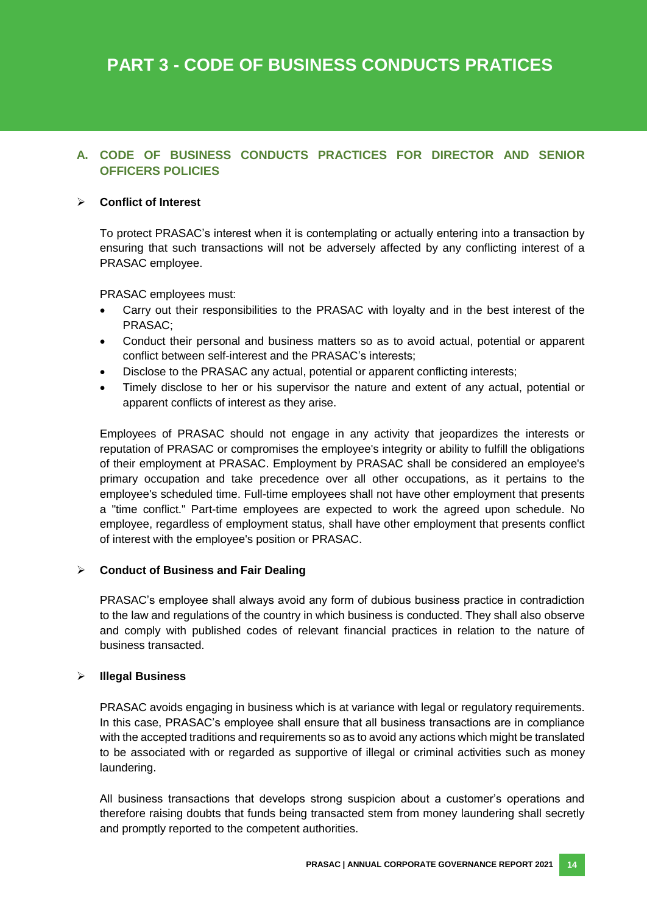# PART 3 - CODE OF BUSINESS CONDUCTS PRATICES

## A. CODE OF BUSINESS CONDUCTS PRACTICES FOR DIRECTOR AND SENIOR OFFICERS POLICIES

### ➢ Conflict of Interest

To protect PRASAC's interest when it is contemplating or actually entering into a transaction by ensuring that such transactions will not be adversely affected by any conflicting interest of a PRASAC employee.

PRASAC employees must:

- Carry out their responsibilities to the PRASAC with loyalty and in the best interest of the PRASAC;
- Conduct their personal and business matters so as to avoid actual, potential or apparent conflict between self-interest and the PRASAC's interests;
- Disclose to the PRASAC any actual, potential or apparent conflicting interests;
- Timely disclose to her or his supervisor the nature and extent of any actual, potential or apparent conflicts of interest as they arise.

Employees of PRASAC should not engage in any activity that jeopardizes the interests or reputation of PRASAC or compromises the employee's integrity or ability to fulfill the obligations of their employment at PRASAC. Employment by PRASAC shall be considered an employee's primary occupation and take precedence over all other occupations, as it pertains to the employee's scheduled time. Full-time employees shall not have other employment that presents a "time conflict." Part-time employees are expected to work the agreed upon schedule. No employee, regardless of employment status, shall have other employment that presents conflict of interest with the employee's position or PRASAC.

### ➢ Conduct of Business and Fair Dealing

PRASAC's employee shall always avoid any form of dubious business practice in contradiction to the law and regulations of the country in which business is conducted. They shall also observe and comply with published codes of relevant financial practices in relation to the nature of business transacted.

### ➢ Illegal Business

PRASAC avoids engaging in business which is at variance with legal or regulatory requirements. In this case, PRASAC's employee shall ensure that all business transactions are in compliance with the accepted traditions and requirements so as to avoid any actions which might be translated to be associated with or regarded as supportive of illegal or criminal activities such as money laundering.

All business transactions that develops strong suspicion about a customer's operations and therefore raising doubts that funds being transacted stem from money laundering shall secretly and promptly reported to the competent authorities.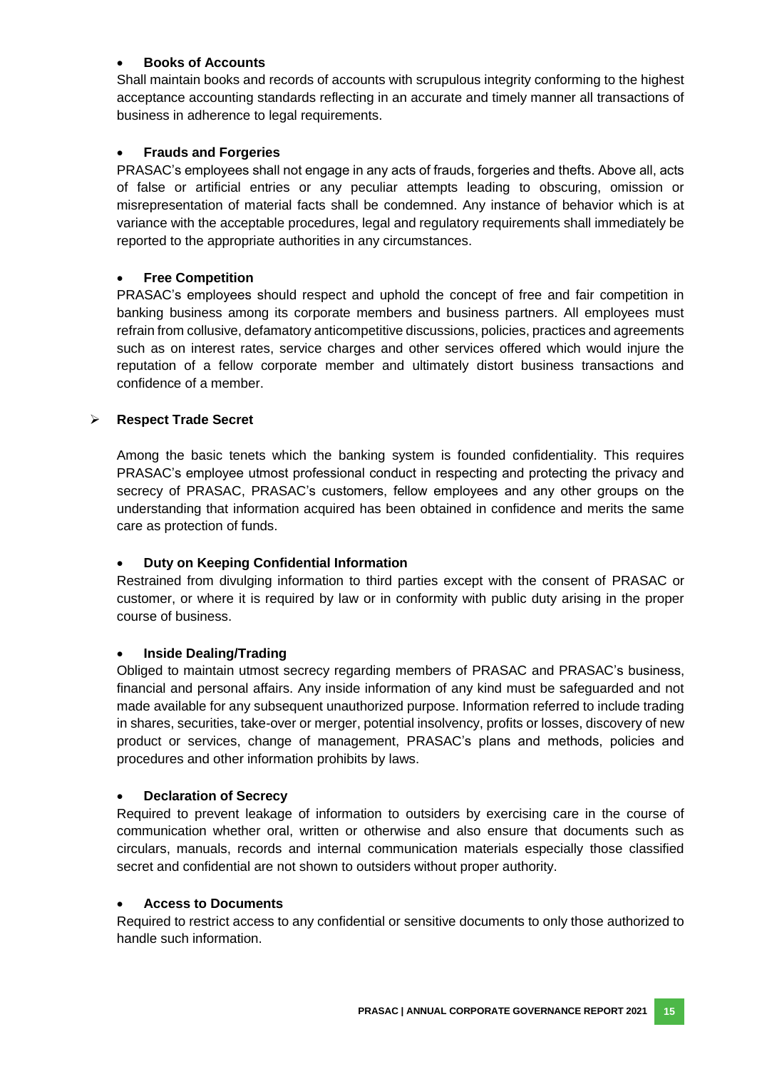- **Books of Accounts**

Shall maintain books and records of accounts with scrupulous integrity conforming to the highest acceptance accounting standards reflecting in an accurate and timely manner all transactions of business in adherence to legal requirements.

- **Frauds and Forgeries**

PRASAC's employees shall not engage in any acts of frauds, forgeries and thefts. Above all, acts of false or artificial entries or any peculiar attempts leading to obscuring, omission or misrepresentation of material facts shall be condemned. Any instance of behavior which is at variance with the acceptable procedures, legal and regulatory requirements shall immediately be reported to the appropriate authorities in any circumstances.

- **Free Competition**

PRASAC's employees should respect and uphold the concept of free and fair competition in banking business among its corporate members and business partners. All employees must refrain from collusive, defamatory anticompetitive discussions, policies, practices and agreements such as on interest rates, service charges and other services offered which would injure the reputation of a fellow corporate member and ultimately distort business transactions and confidence of a member.

- **Respect Trade Secret**

Among the basic tenets which the banking system is founded confidentiality. This requires PRASAC's employee utmost professional conduct in respecting and protecting the privacy and secrecy of PRASAC, PRASAC's customers, fellow employees and any other groups on the understanding that information acquired has been obtained in confidence and merits the same care as protection of funds.

- **Duty on Keeping Confidential Information**

Restrained from divulging information to third parties except with the consent of PRASAC or customer, or where it is required by law or in conformity with public duty arising in the proper course of business.

- **Inside Dealing/Trading**

Obliged to maintain utmost secrecy regarding members of PRASAC and PRASAC's business, financial and personal affairs. Any inside information of any kind must be safeguarded and not made available for any subsequent unauthorized purpose. Information referred to include trading in shares, securities, take-over or merger, potential insolvency, profits or losses, discovery of new product or services, change of management, PRASAC's plans and methods, policies and procedures and other information prohibits by laws.

- **Declaration of Secrecy**

Required to prevent leakage of information to outsiders by exercising care in the course of communication whether oral, written or otherwise and also ensure that documents such as circulars, manuals, records and internal communication materials especially those classified secret and confidential are not shown to outsiders without proper authority.

- **Access to Documents**

Required to restrict access to any confidential or sensitive documents to only those authorized to handle such information.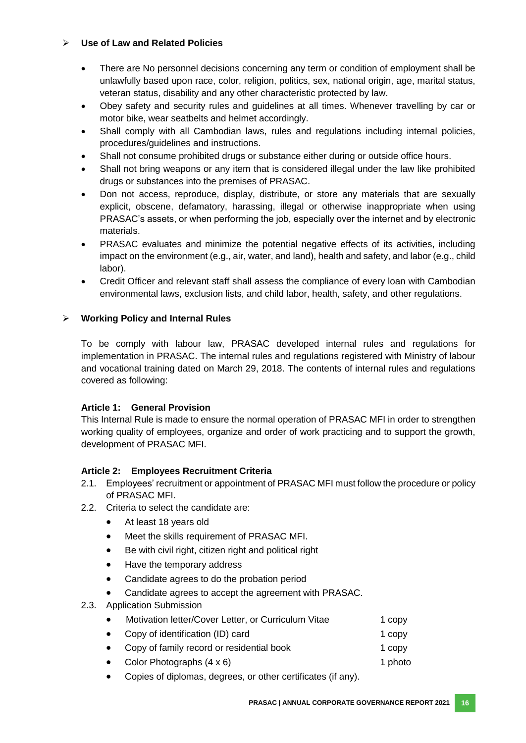- **Use of Law and Related Policies**

  - There are No personnel decisions concerning any term or condition of employment shall be unlawfully based upon race, color, religion, politics, sex, national origin, age, marital status, veteran status, disability and any other characteristic protected by law.
  - Obey safety and security rules and guidelines at all times. Whenever travelling by car or motor bike, wear seatbelts and helmet accordingly.
  - Shall comply with all Cambodian laws, rules and regulations including internal policies, procedures/guidelines and instructions.
  - Shall not consume prohibited drugs or substance either during or outside office hours.
  - Shall not bring weapons or any item that is considered illegal under the law like prohibited drugs or substances into the premises of PRASAC.
  - Don not access, reproduce, display, distribute, or store any materials that are sexually explicit, obscene, defamatory, harassing, illegal or otherwise inappropriate when using PRASAC's assets, or when performing the job, especially over the internet and by electronic materials.
  - PRASAC evaluates and minimize the potential negative effects of its activities, including impact on the environment (e.g., air, water, and land), health and safety, and labor (e.g., child labor).
  - Credit Officer and relevant staff shall assess the compliance of every loan with Cambodian environmental laws, exclusion lists, and child labor, health, safety, and other regulations.

- **Working Policy and Internal Rules**

  To be comply with labour law, PRASAC developed internal rules and regulations for implementation in PRASAC. The internal rules and regulations registered with Ministry of labour and vocational training dated on March 29, 2018. The contents of internal rules and regulations covered as following:

**Article 1: General Provision**

This Internal Rule is made to ensure the normal operation of PRASAC MFI in order to strengthen working quality of employees, organize and order of work practicing and to support the growth, development of PRASAC MFI.

**Article 2: Employees Recruitment Criteria**

2.1. Employees' recruitment or appointment of PRASAC MFI must follow the procedure or policy of PRASAC MFI.

2.2. Criteria to select the candidate are:
- At least 18 years old
- Meet the skills requirement of PRASAC MFI.
- Be with civil right, citizen right and political right
- Have the temporary address
- Candidate agrees to do the probation period
- Candidate agrees to accept the agreement with PRASAC.

2.3. Application Submission
- Motivation letter/Cover Letter, or Curriculum Vitae 1 copy
- Copy of identification (ID) card 1 copy
- Copy of family record or residential book 1 copy
- Color Photographs (4 x 6) 1 photo
- Copies of diplomas, degrees, or other certificates (if any).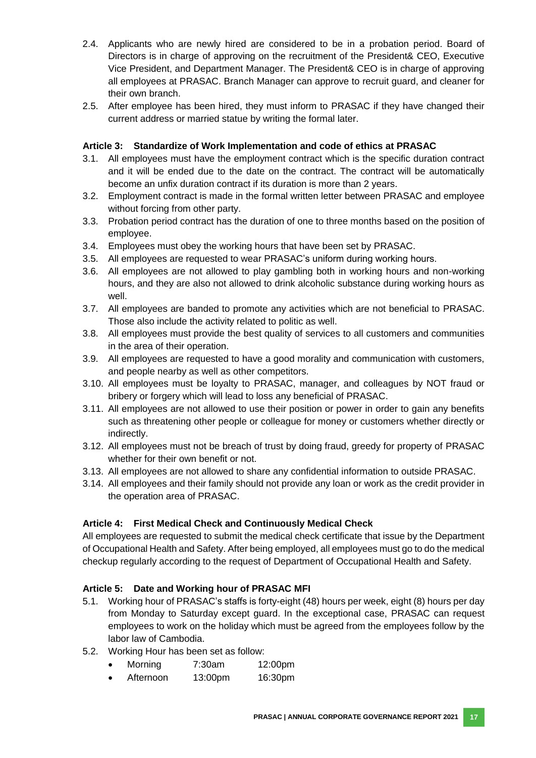2.4. Applicants who are newly hired are considered to be in a probation period. Board of Directors is in charge of approving on the recruitment of the President& CEO, Executive Vice President, and Department Manager. The President& CEO is in charge of approving all employees at PRASAC. Branch Manager can approve to recruit guard, and cleaner for their own branch.

2.5. After employee has been hired, they must inform to PRASAC if they have changed their current address or married statue by writing the formal later.

### Article 3: Standardize of Work Implementation and code of ethics at PRASAC

3.1. All employees must have the employment contract which is the specific duration contract and it will be ended due to the date on the contract. The contract will be automatically become an unfix duration contract if its duration is more than 2 years.

3.2. Employment contract is made in the formal written letter between PRASAC and employee without forcing from other party.

3.3. Probation period contract has the duration of one to three months based on the position of employee.

3.4. Employees must obey the working hours that have been set by PRASAC.

3.5. All employees are requested to wear PRASAC's uniform during working hours.

3.6. All employees are not allowed to play gambling both in working hours and non-working hours, and they are also not allowed to drink alcoholic substance during working hours as well.

3.7. All employees are banded to promote any activities which are not beneficial to PRASAC. Those also include the activity related to politic as well.

3.8. All employees must provide the best quality of services to all customers and communities in the area of their operation.

3.9. All employees are requested to have a good morality and communication with customers, and people nearby as well as other competitors.

3.10. All employees must be loyalty to PRASAC, manager, and colleagues by NOT fraud or bribery or forgery which will lead to loss any beneficial of PRASAC.

3.11. All employees are not allowed to use their position or power in order to gain any benefits such as threatening other people or colleague for money or customers whether directly or indirectly.

3.12. All employees must not be breach of trust by doing fraud, greedy for property of PRASAC whether for their own benefit or not.

3.13. All employees are not allowed to share any confidential information to outside PRASAC.

3.14. All employees and their family should not provide any loan or work as the credit provider in the operation area of PRASAC.

### Article 4: First Medical Check and Continuously Medical Check

All employees are requested to submit the medical check certificate that issue by the Department of Occupational Health and Safety. After being employed, all employees must go to do the medical checkup regularly according to the request of Department of Occupational Health and Safety.

### Article 5: Date and Working hour of PRASAC MFI

5.1. Working hour of PRASAC's staffs is forty-eight (48) hours per week, eight (8) hours per day from Monday to Saturday except guard. In the exceptional case, PRASAC can request employees to work on the holiday which must be agreed from the employees follow by the labor law of Cambodia.

5.2. Working Hour has been set as follow:

- Morning 7:30am 12:00pm
- Afternoon 13:00pm 16:30pm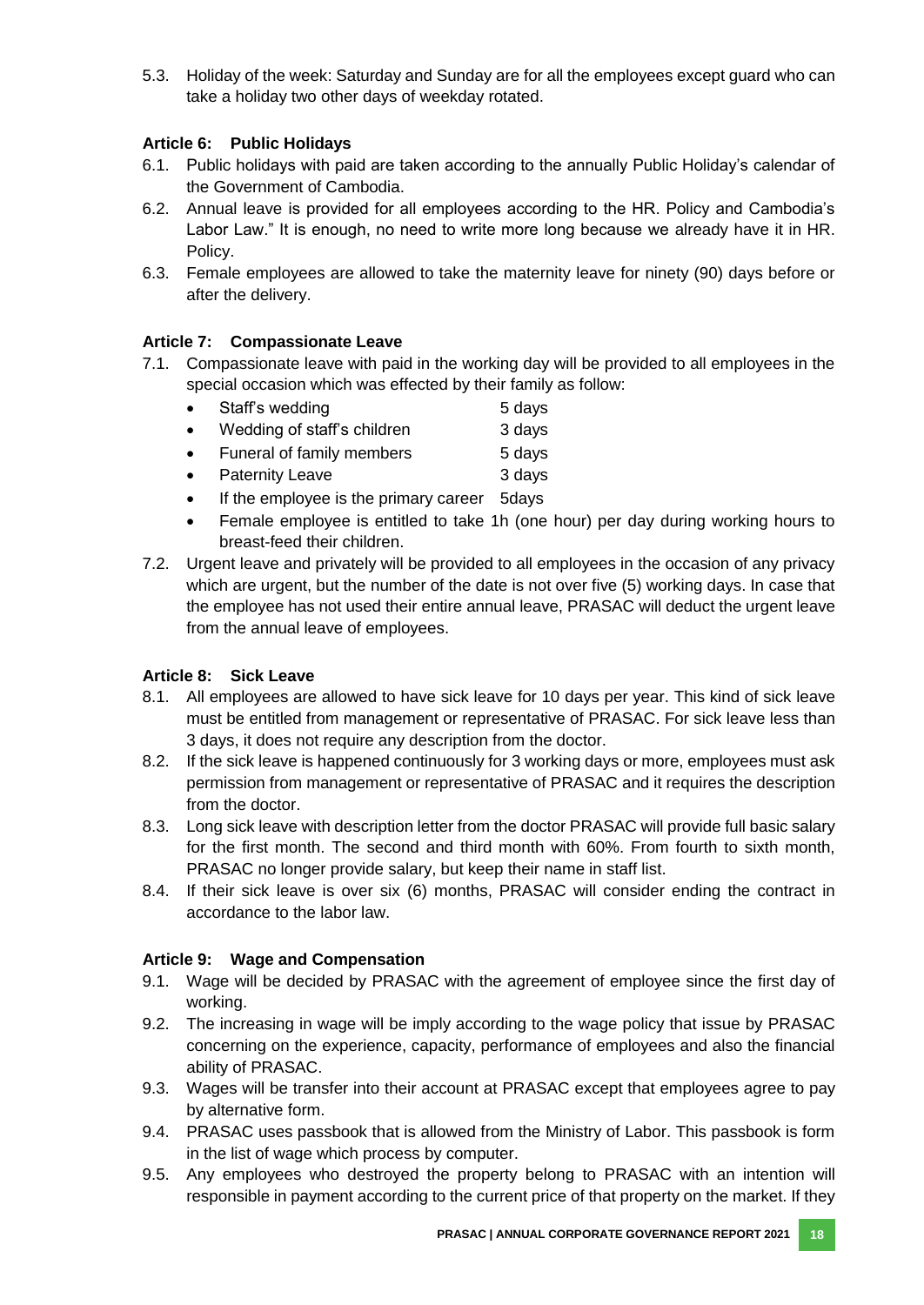5.3. Holiday of the week: Saturday and Sunday are for all the employees except guard who can take a holiday two other days of weekday rotated.

### Article 6: Public Holidays

6.1. Public holidays with paid are taken according to the annually Public Holiday's calendar of the Government of Cambodia.

6.2. Annual leave is provided for all employees according to the HR. Policy and Cambodia's Labor Law." It is enough, no need to write more long because we already have it in HR. Policy.

6.3. Female employees are allowed to take the maternity leave for ninety (90) days before or after the delivery.

### Article 7: Compassionate Leave

7.1. Compassionate leave with paid in the working day will be provided to all employees in the special occasion which was effected by their family as follow:

- Staff's wedding 5 days
- Wedding of staff's children 3 days
- Funeral of family members 5 days
- Paternity Leave 3 days
- If the employee is the primary career 5days
- Female employee is entitled to take 1h (one hour) per day during working hours to breast-feed their children.

7.2. Urgent leave and privately will be provided to all employees in the occasion of any privacy which are urgent, but the number of the date is not over five (5) working days. In case that the employee has not used their entire annual leave, PRASAC will deduct the urgent leave from the annual leave of employees.

### Article 8: Sick Leave

8.1. All employees are allowed to have sick leave for 10 days per year. This kind of sick leave must be entitled from management or representative of PRASAC. For sick leave less than 3 days, it does not require any description from the doctor.

8.2. If the sick leave is happened continuously for 3 working days or more, employees must ask permission from management or representative of PRASAC and it requires the description from the doctor.

8.3. Long sick leave with description letter from the doctor PRASAC will provide full basic salary for the first month. The second and third month with 60%. From fourth to sixth month, PRASAC no longer provide salary, but keep their name in staff list.

8.4. If their sick leave is over six (6) months, PRASAC will consider ending the contract in accordance to the labor law.

### Article 9: Wage and Compensation

9.1. Wage will be decided by PRASAC with the agreement of employee since the first day of working.

9.2. The increasing in wage will be imply according to the wage policy that issue by PRASAC concerning on the experience, capacity, performance of employees and also the financial ability of PRASAC.

9.3. Wages will be transfer into their account at PRASAC except that employees agree to pay by alternative form.

9.4. PRASAC uses passbook that is allowed from the Ministry of Labor. This passbook is form in the list of wage which process by computer.

9.5. Any employees who destroyed the property belong to PRASAC with an intention will responsible in payment according to the current price of that property on the market. If they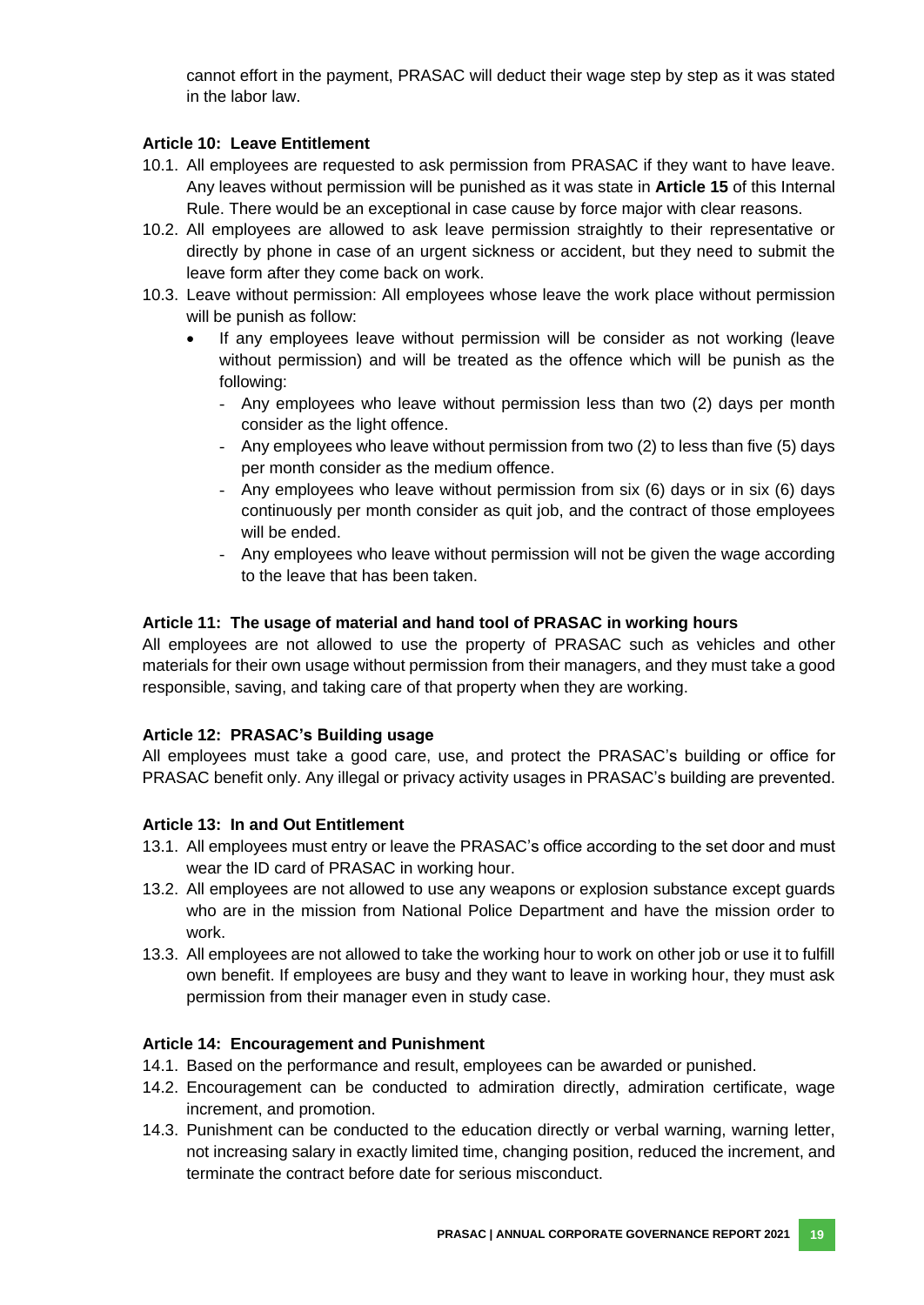cannot effort in the payment, PRASAC will deduct their wage step by step as it was stated in the labor law.

### Article 10: Leave Entitlement

10.1. All employees are requested to ask permission from PRASAC if they want to have leave. Any leaves without permission will be punished as it was state in **Article 15** of this Internal Rule. There would be an exceptional in case cause by force major with clear reasons.

10.2. All employees are allowed to ask leave permission straightly to their representative or directly by phone in case of an urgent sickness or accident, but they need to submit the leave form after they come back on work.

10.3. Leave without permission: All employees whose leave the work place without permission will be punish as follow:

- If any employees leave without permission will be consider as not working (leave without permission) and will be treated as the offence which will be punish as the following:
  - Any employees who leave without permission less than two (2) days per month consider as the light offence.
  - Any employees who leave without permission from two (2) to less than five (5) days per month consider as the medium offence.
  - Any employees who leave without permission from six (6) days or in six (6) days continuously per month consider as quit job, and the contract of those employees will be ended.
  - Any employees who leave without permission will not be given the wage according to the leave that has been taken.

### Article 11: The usage of material and hand tool of PRASAC in working hours

All employees are not allowed to use the property of PRASAC such as vehicles and other materials for their own usage without permission from their managers, and they must take a good responsible, saving, and taking care of that property when they are working.

### Article 12: PRASAC's Building usage

All employees must take a good care, use, and protect the PRASAC's building or office for PRASAC benefit only. Any illegal or privacy activity usages in PRASAC's building are prevented.

### Article 13: In and Out Entitlement

13.1. All employees must entry or leave the PRASAC's office according to the set door and must wear the ID card of PRASAC in working hour.

13.2. All employees are not allowed to use any weapons or explosion substance except guards who are in the mission from National Police Department and have the mission order to work.

13.3. All employees are not allowed to take the working hour to work on other job or use it to fulfill own benefit. If employees are busy and they want to leave in working hour, they must ask permission from their manager even in study case.

### Article 14: Encouragement and Punishment

14.1. Based on the performance and result, employees can be awarded or punished.

14.2. Encouragement can be conducted to admiration directly, admiration certificate, wage increment, and promotion.

14.3. Punishment can be conducted to the education directly or verbal warning, warning letter, not increasing salary in exactly limited time, changing position, reduced the increment, and terminate the contract before date for serious misconduct.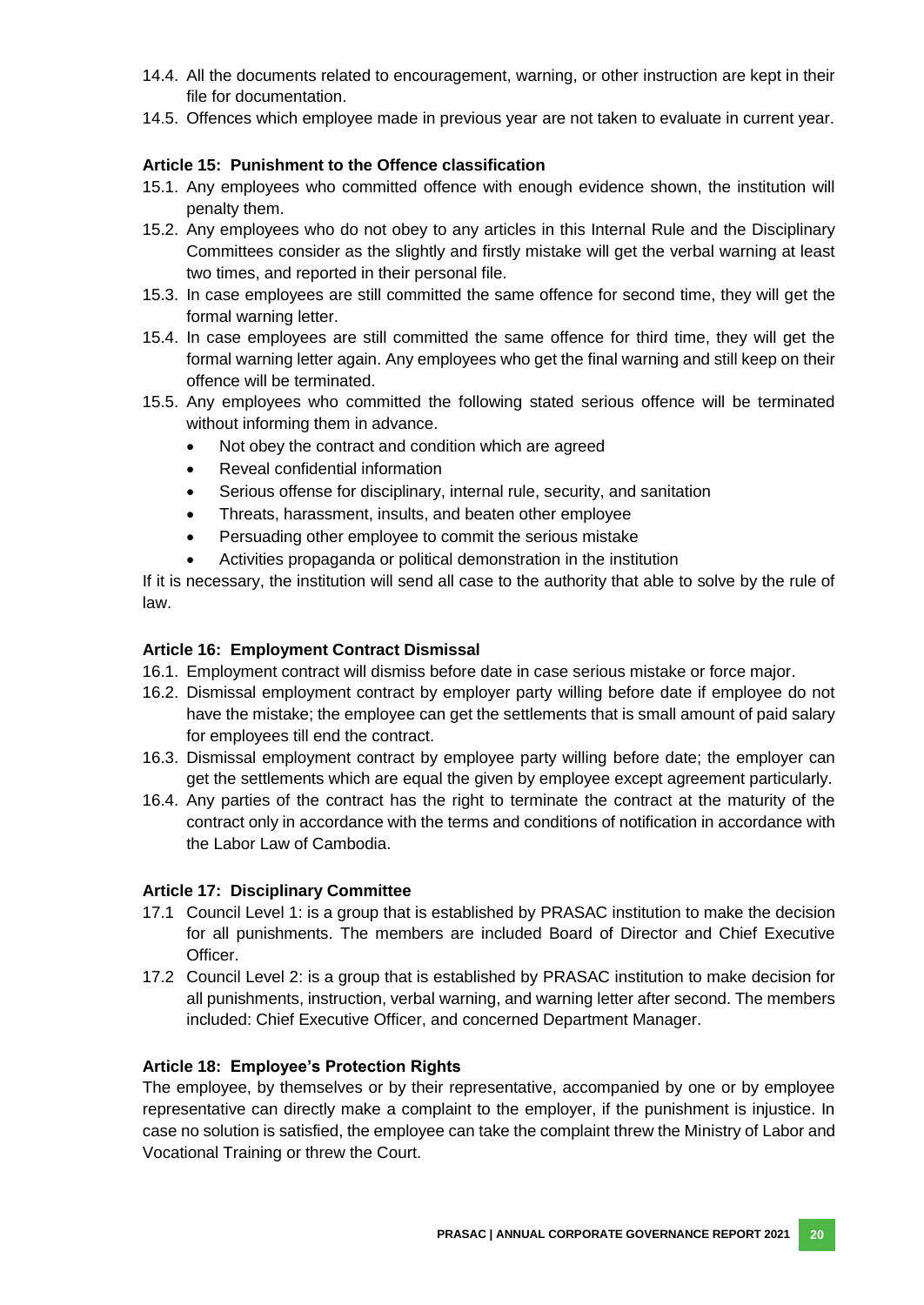14.4. All the documents related to encouragement, warning, or other instruction are kept in their file for documentation.

14.5. Offences which employee made in previous year are not taken to evaluate in current year.

**Article 15: Punishment to the Offence classification**

15.1. Any employees who committed offence with enough evidence shown, the institution will penalty them.

15.2. Any employees who do not obey to any articles in this Internal Rule and the Disciplinary Committees consider as the slightly and firstly mistake will get the verbal warning at least two times, and reported in their personal file.

15.3. In case employees are still committed the same offence for second time, they will get the formal warning letter.

15.4. In case employees are still committed the same offence for third time, they will get the formal warning letter again. Any employees who get the final warning and still keep on their offence will be terminated.

15.5. Any employees who committed the following stated serious offence will be terminated without informing them in advance.

- Not obey the contract and condition which are agreed
- Reveal confidential information
- Serious offense for disciplinary, internal rule, security, and sanitation
- Threats, harassment, insults, and beaten other employee
- Persuading other employee to commit the serious mistake
- Activities propaganda or political demonstration in the institution

If it is necessary, the institution will send all case to the authority that able to solve by the rule of law.

**Article 16: Employment Contract Dismissal**

16.1. Employment contract will dismiss before date in case serious mistake or force major.

16.2. Dismissal employment contract by employer party willing before date if employee do not have the mistake; the employee can get the settlements that is small amount of paid salary for employees till end the contract.

16.3. Dismissal employment contract by employee party willing before date; the employer can get the settlements which are equal the given by employee except agreement particularly.

16.4. Any parties of the contract has the right to terminate the contract at the maturity of the contract only in accordance with the terms and conditions of notification in accordance with the Labor Law of Cambodia.

**Article 17: Disciplinary Committee**

17.1 Council Level 1: is a group that is established by PRASAC institution to make the decision for all punishments. The members are included Board of Director and Chief Executive Officer.

17.2 Council Level 2: is a group that is established by PRASAC institution to make decision for all punishments, instruction, verbal warning, and warning letter after second. The members included: Chief Executive Officer, and concerned Department Manager.

**Article 18: Employee's Protection Rights**

The employee, by themselves or by their representative, accompanied by one or by employee representative can directly make a complaint to the employer, if the punishment is injustice. In case no solution is satisfied, the employee can take the complaint threw the Ministry of Labor and Vocational Training or threw the Court.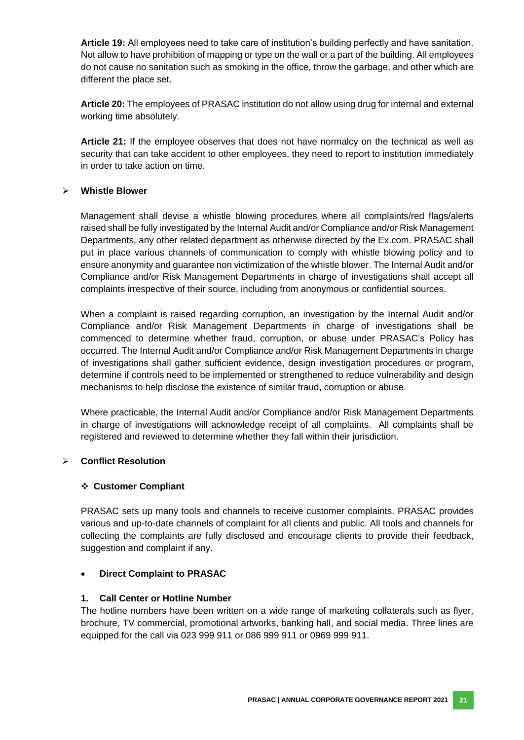**Article 19:** All employees need to take care of institution's building perfectly and have sanitation. Not allow to have prohibition of mapping or type on the wall or a part of the building. All employees do not cause no sanitation such as smoking in the office, throw the garbage, and other which are different the place set.

**Article 20:** The employees of PRASAC institution do not allow using drug for internal and external working time absolutely.

**Article 21:** If the employee observes that does not have normalcy on the technical as well as security that can take accident to other employees, they need to report to institution immediately in order to take action on time.

- **Whistle Blower**

Management shall devise a whistle blowing procedures where all complaints/red flags/alerts raised shall be fully investigated by the Internal Audit and/or Compliance and/or Risk Management Departments, any other related department as otherwise directed by the Ex.com. PRASAC shall put in place various channels of communication to comply with whistle blowing policy and to ensure anonymity and guarantee non victimization of the whistle blower. The Internal Audit and/or Compliance and/or Risk Management Departments in charge of investigations shall accept all complaints irrespective of their source, including from anonymous or confidential sources.

When a complaint is raised regarding corruption, an investigation by the Internal Audit and/or Compliance and/or Risk Management Departments in charge of investigations shall be commenced to determine whether fraud, corruption, or abuse under PRASAC's Policy has occurred. The Internal Audit and/or Compliance and/or Risk Management Departments in charge of investigations shall gather sufficient evidence, design investigation procedures or program, determine if controls need to be implemented or strengthened to reduce vulnerability and design mechanisms to help disclose the existence of similar fraud, corruption or abuse.

Where practicable, the Internal Audit and/or Compliance and/or Risk Management Departments in charge of investigations will acknowledge receipt of all complaints. All complaints shall be registered and reviewed to determine whether they fall within their jurisdiction.

- **Conflict Resolution**

  - **Customer Compliant**

PRASAC sets up many tools and channels to receive customer complaints. PRASAC provides various and up-to-date channels of complaint for all clients and public. All tools and channels for collecting the complaints are fully disclosed and encourage clients to provide their feedback, suggestion and complaint if any.

- **Direct Complaint to PRASAC**

**1. Call Center or Hotline Number**

The hotline numbers have been written on a wide range of marketing collaterals such as flyer, brochure, TV commercial, promotional artworks, banking hall, and social media. Three lines are equipped for the call via 023 999 911 or 086 999 911 or 0969 999 911.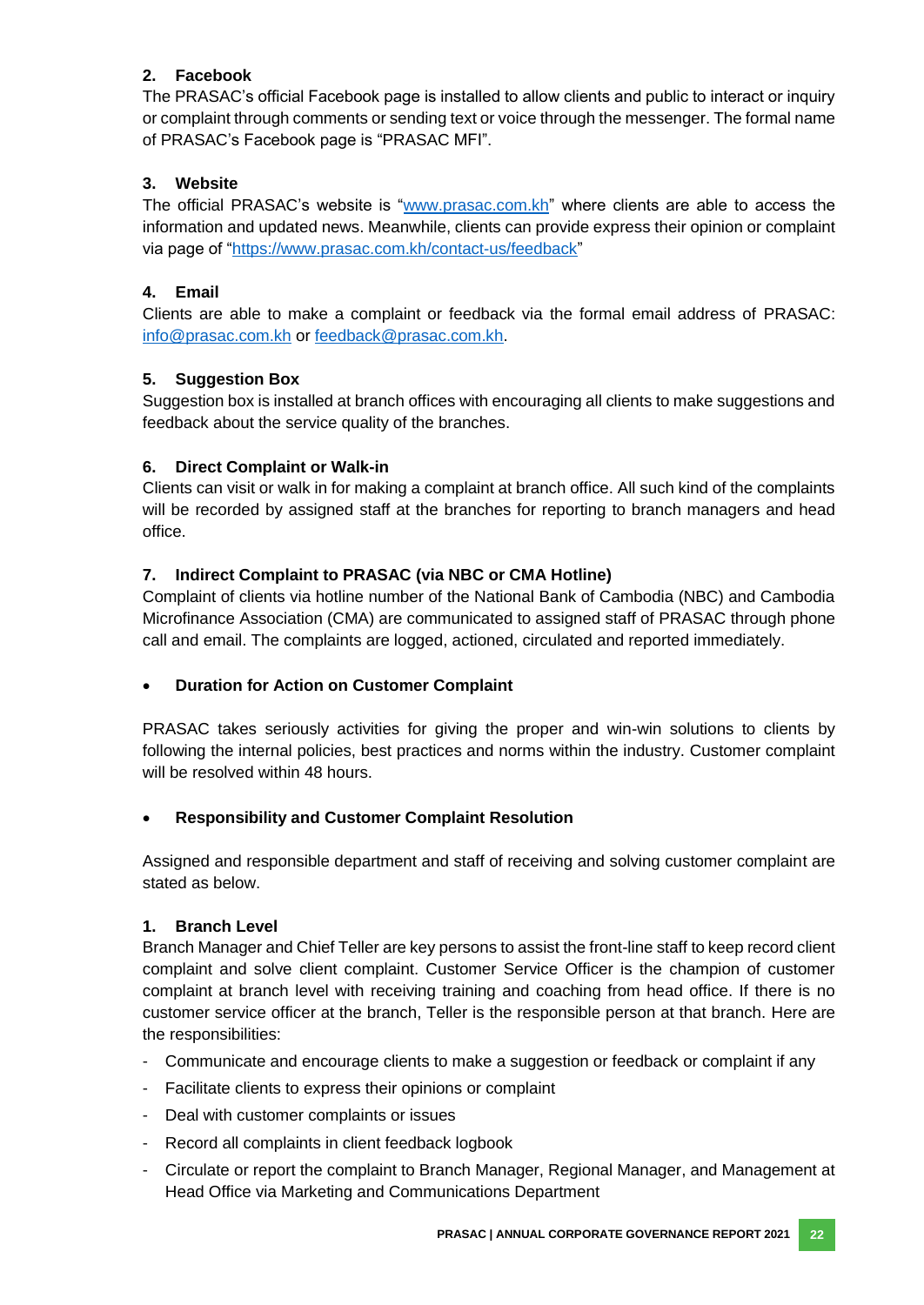### 2. Facebook

The PRASAC's official Facebook page is installed to allow clients and public to interact or inquiry or complaint through comments or sending text or voice through the messenger. The formal name of PRASAC's Facebook page is "PRASAC MFI".

### 3. Website

The official PRASAC's website is "[www.prasac.com.kh](http://www.prasac.com.kh)" where clients are able to access the information and updated news. Meanwhile, clients can provide express their opinion or complaint via page of "[https://www.prasac.com.kh/contact-us/feedback](https://www.prasac.com.kh/contact-us/feedback)"

### 4. Email

Clients are able to make a complaint or feedback via the formal email address of PRASAC: [info@prasac.com.kh](mailto:info@prasac.com.kh) or [feedback@prasac.com.kh](mailto:feedback@prasac.com.kh).

### 5. Suggestion Box

Suggestion box is installed at branch offices with encouraging all clients to make suggestions and feedback about the service quality of the branches.

### 6. Direct Complaint or Walk-in

Clients can visit or walk in for making a complaint at branch office. All such kind of the complaints will be recorded by assigned staff at the branches for reporting to branch managers and head office.

### 7. Indirect Complaint to PRASAC (via NBC or CMA Hotline)

Complaint of clients via hotline number of the National Bank of Cambodia (NBC) and Cambodia Microfinance Association (CMA) are communicated to assigned staff of PRASAC through phone call and email. The complaints are logged, actioned, circulated and reported immediately.

- **Duration for Action on Customer Complaint**

PRASAC takes seriously activities for giving the proper and win-win solutions to clients by following the internal policies, best practices and norms within the industry. Customer complaint will be resolved within 48 hours.

- **Responsibility and Customer Complaint Resolution**

Assigned and responsible department and staff of receiving and solving customer complaint are stated as below.

### 1. Branch Level

Branch Manager and Chief Teller are key persons to assist the front-line staff to keep record client complaint and solve client complaint. Customer Service Officer is the champion of customer complaint at branch level with receiving training and coaching from head office. If there is no customer service officer at the branch, Teller is the responsible person at that branch. Here are the responsibilities:

- Communicate and encourage clients to make a suggestion or feedback or complaint if any
- Facilitate clients to express their opinions or complaint
- Deal with customer complaints or issues
- Record all complaints in client feedback logbook
- Circulate or report the complaint to Branch Manager, Regional Manager, and Management at Head Office via Marketing and Communications Department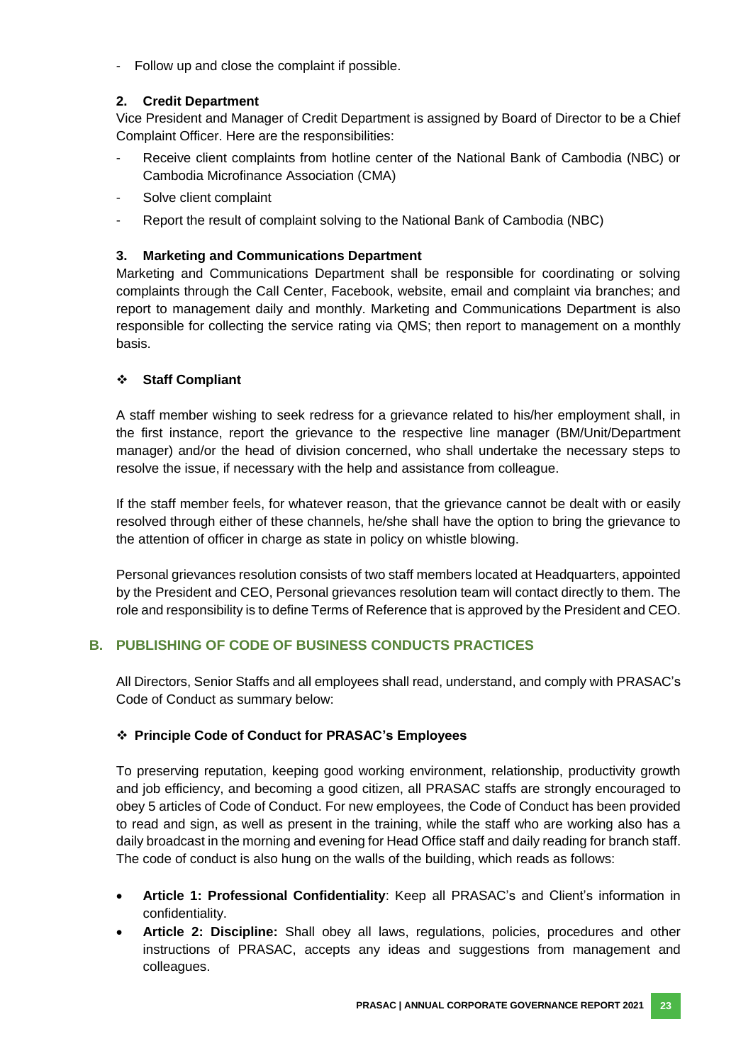- Follow up and close the complaint if possible.

**2. Credit Department**

Vice President and Manager of Credit Department is assigned by Board of Director to be a Chief Complaint Officer. Here are the responsibilities:

- Receive client complaints from hotline center of the National Bank of Cambodia (NBC) or Cambodia Microfinance Association (CMA)
- Solve client complaint
- Report the result of complaint solving to the National Bank of Cambodia (NBC)

**3. Marketing and Communications Department**

Marketing and Communications Department shall be responsible for coordinating or solving complaints through the Call Center, Facebook, website, email and complaint via branches; and report to management daily and monthly. Marketing and Communications Department is also responsible for collecting the service rating via QMS; then report to management on a monthly basis.

❖ **Staff Compliant**

A staff member wishing to seek redress for a grievance related to his/her employment shall, in the first instance, report the grievance to the respective line manager (BM/Unit/Department manager) and/or the head of division concerned, who shall undertake the necessary steps to resolve the issue, if necessary with the help and assistance from colleague.

If the staff member feels, for whatever reason, that the grievance cannot be dealt with or easily resolved through either of these channels, he/she shall have the option to bring the grievance to the attention of officer in charge as state in policy on whistle blowing.

Personal grievances resolution consists of two staff members located at Headquarters, appointed by the President and CEO, Personal grievances resolution team will contact directly to them. The role and responsibility is to define Terms of Reference that is approved by the President and CEO.

## B. PUBLISHING OF CODE OF BUSINESS CONDUCTS PRACTICES

All Directors, Senior Staffs and all employees shall read, understand, and comply with PRASAC's Code of Conduct as summary below:

❖ **Principle Code of Conduct for PRASAC's Employees**

To preserving reputation, keeping good working environment, relationship, productivity growth and job efficiency, and becoming a good citizen, all PRASAC staffs are strongly encouraged to obey 5 articles of Code of Conduct. For new employees, the Code of Conduct has been provided to read and sign, as well as present in the training, while the staff who are working also has a daily broadcast in the morning and evening for Head Office staff and daily reading for branch staff. The code of conduct is also hung on the walls of the building, which reads as follows:

- **Article 1: Professional Confidentiality**: Keep all PRASAC's and Client's information in confidentiality.
- **Article 2: Discipline:** Shall obey all laws, regulations, policies, procedures and other instructions of PRASAC, accepts any ideas and suggestions from management and colleagues.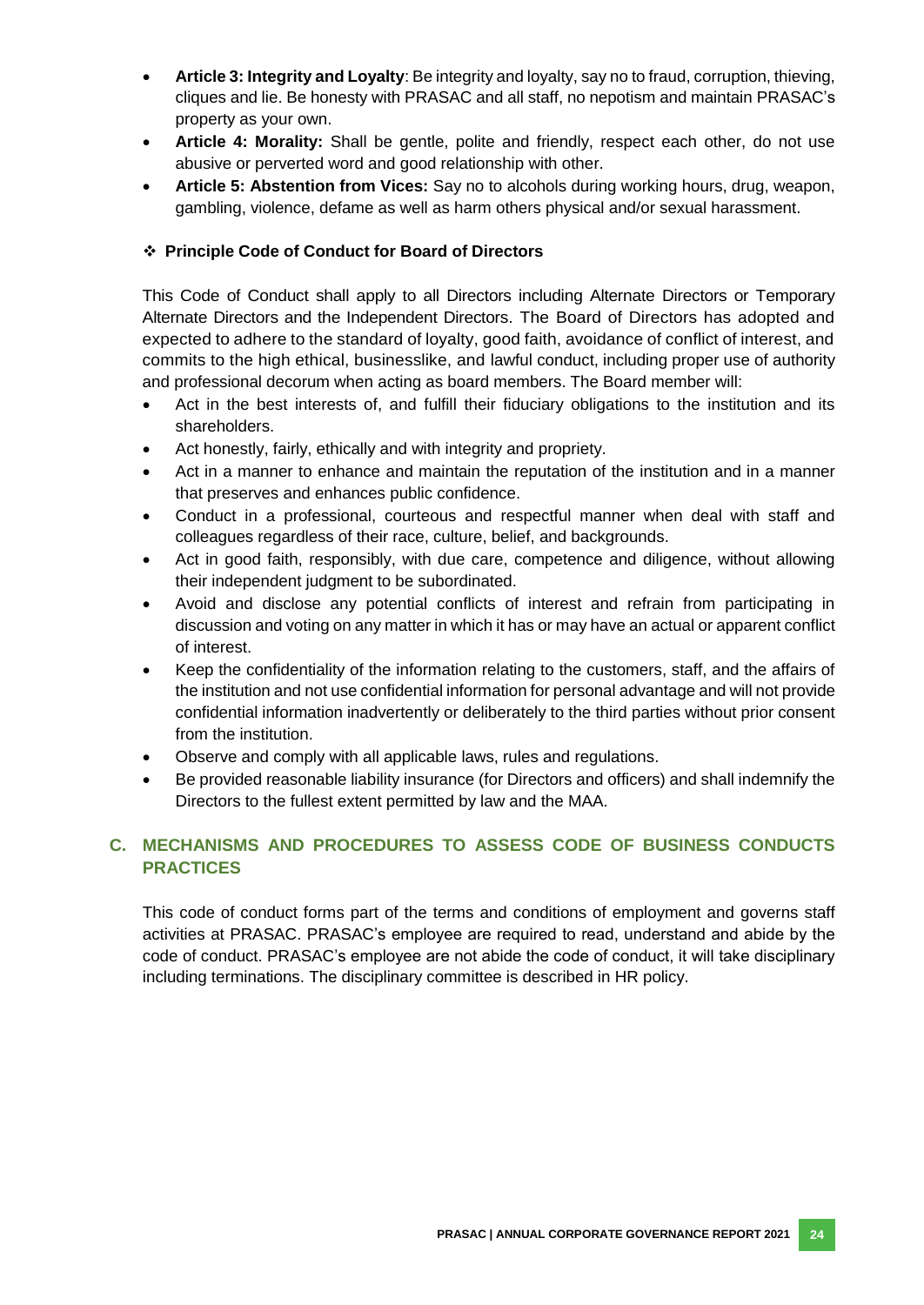- **Article 3: Integrity and Loyalty**: Be integrity and loyalty, say no to fraud, corruption, thieving, cliques and lie. Be honesty with PRASAC and all staff, no nepotism and maintain PRASAC's property as your own.
- **Article 4: Morality:** Shall be gentle, polite and friendly, respect each other, do not use abusive or perverted word and good relationship with other.
- **Article 5: Abstention from Vices:** Say no to alcohols during working hours, drug, weapon, gambling, violence, defame as well as harm others physical and/or sexual harassment.

❖ **Principle Code of Conduct for Board of Directors**

This Code of Conduct shall apply to all Directors including Alternate Directors or Temporary Alternate Directors and the Independent Directors. The Board of Directors has adopted and expected to adhere to the standard of loyalty, good faith, avoidance of conflict of interest, and commits to the high ethical, businesslike, and lawful conduct, including proper use of authority and professional decorum when acting as board members. The Board member will:

- Act in the best interests of, and fulfill their fiduciary obligations to the institution and its shareholders.
- Act honestly, fairly, ethically and with integrity and propriety.
- Act in a manner to enhance and maintain the reputation of the institution and in a manner that preserves and enhances public confidence.
- Conduct in a professional, courteous and respectful manner when deal with staff and colleagues regardless of their race, culture, belief, and backgrounds.
- Act in good faith, responsibly, with due care, competence and diligence, without allowing their independent judgment to be subordinated.
- Avoid and disclose any potential conflicts of interest and refrain from participating in discussion and voting on any matter in which it has or may have an actual or apparent conflict of interest.
- Keep the confidentiality of the information relating to the customers, staff, and the affairs of the institution and not use confidential information for personal advantage and will not provide confidential information inadvertently or deliberately to the third parties without prior consent from the institution.
- Observe and comply with all applicable laws, rules and regulations.
- Be provided reasonable liability insurance (for Directors and officers) and shall indemnify the Directors to the fullest extent permitted by law and the MAA.

## C. MECHANISMS AND PROCEDURES TO ASSESS CODE OF BUSINESS CONDUCTS PRACTICES

This code of conduct forms part of the terms and conditions of employment and governs staff activities at PRASAC. PRASAC's employee are required to read, understand and abide by the code of conduct. PRASAC's employee are not abide the code of conduct, it will take disciplinary including terminations. The disciplinary committee is described in HR policy.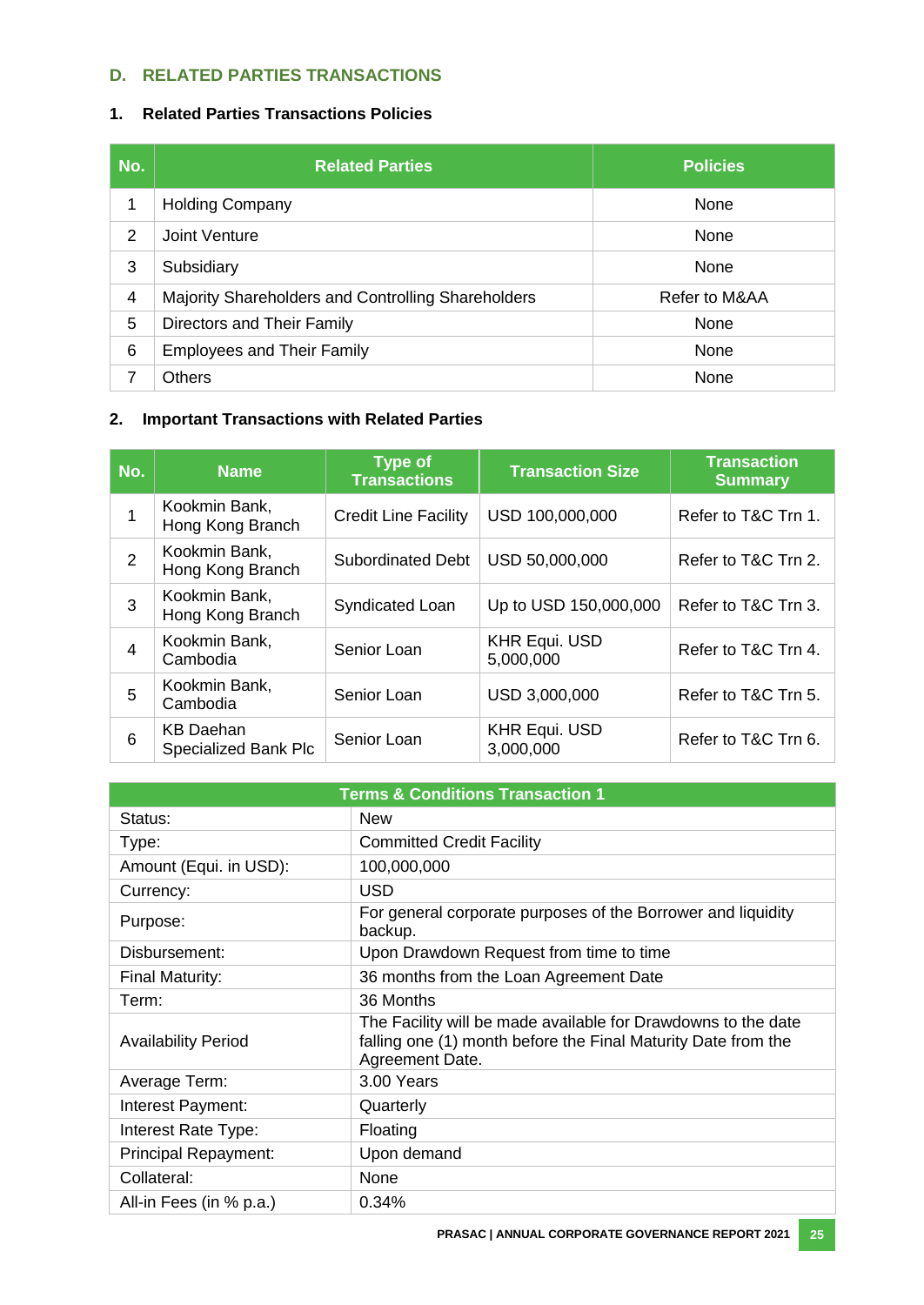## D. RELATED PARTIES TRANSACTIONS

### 1. Related Parties Transactions Policies

| No. | Related Parties | Policies |
|---|---|---|
| 1 | Holding Company | None |
| 2 | Joint Venture | None |
| 3 | Subsidiary | None |
| 4 | Majority Shareholders and Controlling Shareholders | Refer to M&AA |
| 5 | Directors and Their Family | None |
| 6 | Employees and Their Family | None |
| 7 | Others | None |

### 2. Important Transactions with Related Parties

| No. | Name | Type of Transactions | Transaction Size | Transaction Summary |
|---|---|---|---|---|
| 1 | Kookmin Bank, Hong Kong Branch | Credit Line Facility | USD 100,000,000 | Refer to T&C Trn 1. |
| 2 | Kookmin Bank, Hong Kong Branch | Subordinated Debt | USD 50,000,000 | Refer to T&C Trn 2. |
| 3 | Kookmin Bank, Hong Kong Branch | Syndicated Loan | Up to USD 150,000,000 | Refer to T&C Trn 3. |
| 4 | Kookmin Bank, Cambodia | Senior Loan | KHR Equi. USD 5,000,000 | Refer to T&C Trn 4. |
| 5 | Kookmin Bank, Cambodia | Senior Loan | USD 3,000,000 | Refer to T&C Trn 5. |
| 6 | KB Daehan Specialized Bank Plc | Senior Loan | KHR Equi. USD 3,000,000 | Refer to T&C Trn 6. |

| Terms & Conditions Transaction 1 | |
|---|---|
| Status: | New |
| Type: | Committed Credit Facility |
| Amount (Equi. in USD): | 100,000,000 |
| Currency: | USD |
| Purpose: | For general corporate purposes of the Borrower and liquidity backup. |
| Disbursement: | Upon Drawdown Request from time to time |
| Final Maturity: | 36 months from the Loan Agreement Date |
| Term: | 36 Months |
| Availability Period | The Facility will be made available for Drawdowns to the date falling one (1) month before the Final Maturity Date from the Agreement Date. |
| Average Term: | 3.00 Years |
| Interest Payment: | Quarterly |
| Interest Rate Type: | Floating |
| Principal Repayment: | Upon demand |
| Collateral: | None |
| All-in Fees (in % p.a.) | 0.34% |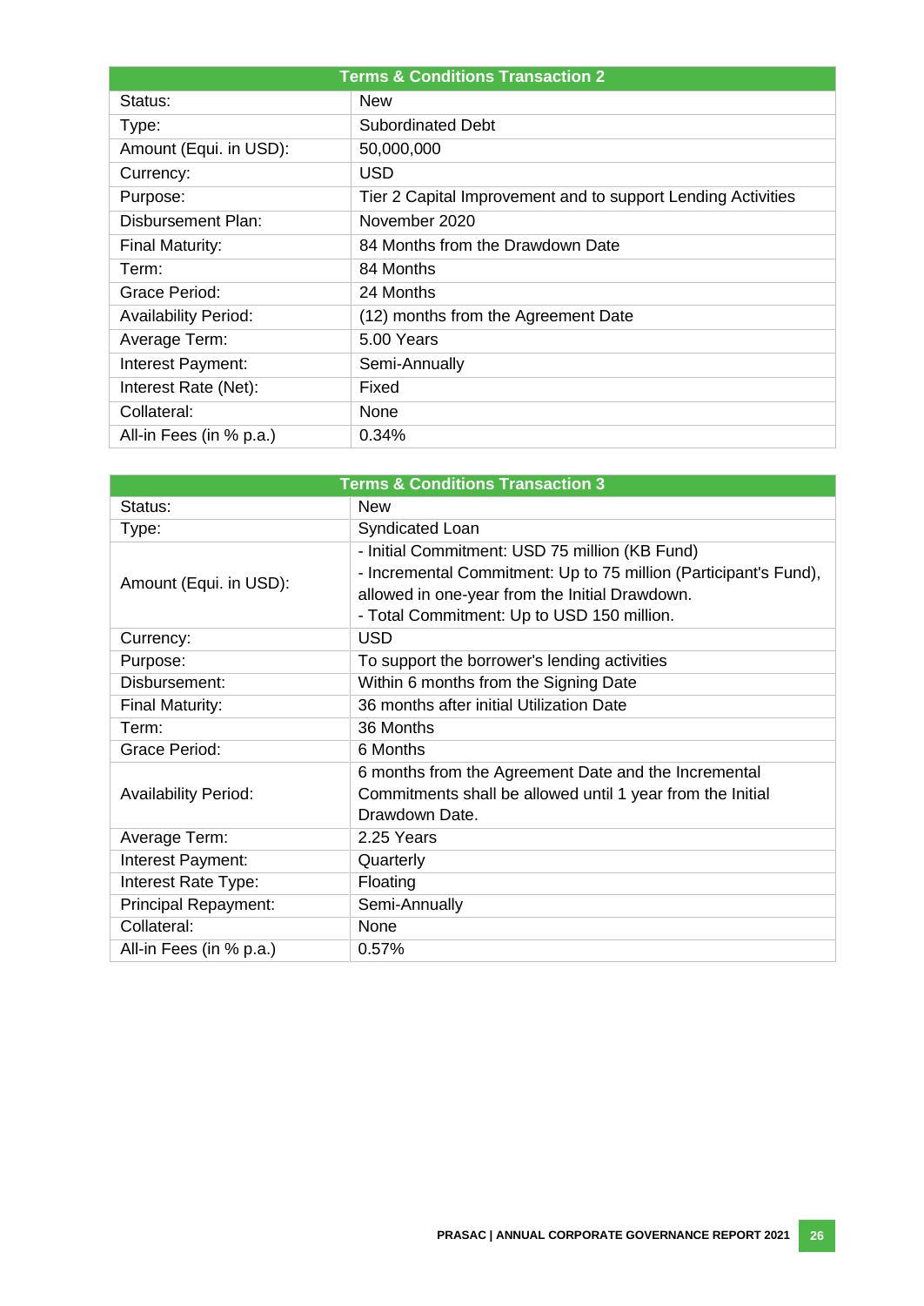| Terms & Conditions Transaction 2 | |
|---|---|
| Status: | New |
| Type: | Subordinated Debt |
| Amount (Equi. in USD): | 50,000,000 |
| Currency: | USD |
| Purpose: | Tier 2 Capital Improvement and to support Lending Activities |
| Disbursement Plan: | November 2020 |
| Final Maturity: | 84 Months from the Drawdown Date |
| Term: | 84 Months |
| Grace Period: | 24 Months |
| Availability Period: | (12) months from the Agreement Date |
| Average Term: | 5.00 Years |
| Interest Payment: | Semi-Annually |
| Interest Rate (Net): | Fixed |
| Collateral: | None |
| All-in Fees (in % p.a.) | 0.34% |

| Terms & Conditions Transaction 3 | |
|---|---|
| Status: | New |
| Type: | Syndicated Loan |
| Amount (Equi. in USD): | - Initial Commitment: USD 75 million (KB Fund)<br>- Incremental Commitment: Up to 75 million (Participant's Fund), allowed in one-year from the Initial Drawdown.<br>- Total Commitment: Up to USD 150 million. |
| Currency: | USD |
| Purpose: | To support the borrower's lending activities |
| Disbursement: | Within 6 months from the Signing Date |
| Final Maturity: | 36 months after initial Utilization Date |
| Term: | 36 Months |
| Grace Period: | 6 Months |
| Availability Period: | 6 months from the Agreement Date and the Incremental Commitments shall be allowed until 1 year from the Initial Drawdown Date. |
| Average Term: | 2.25 Years |
| Interest Payment: | Quarterly |
| Interest Rate Type: | Floating |
| Principal Repayment: | Semi-Annually |
| Collateral: | None |
| All-in Fees (in % p.a.) | 0.57% |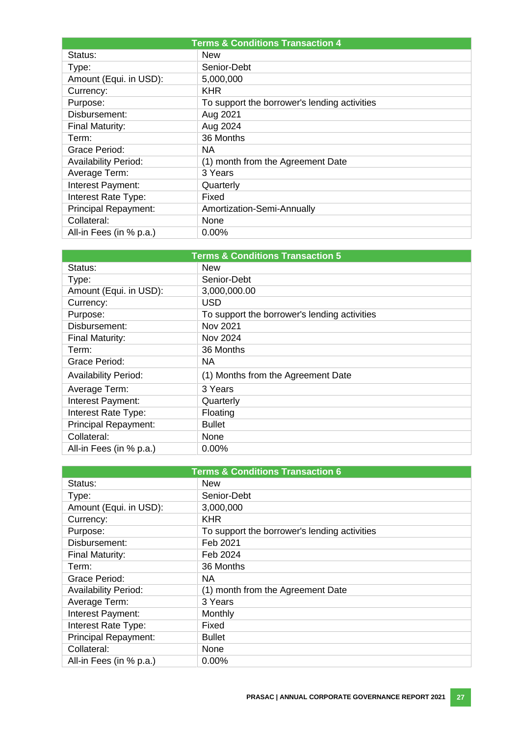| Terms & Conditions Transaction 4 | |
|---|---|
| Status: | New |
| Type: | Senior-Debt |
| Amount (Equi. in USD): | 5,000,000 |
| Currency: | KHR |
| Purpose: | To support the borrower's lending activities |
| Disbursement: | Aug 2021 |
| Final Maturity: | Aug 2024 |
| Term: | 36 Months |
| Grace Period: | NA |
| Availability Period: | (1) month from the Agreement Date |
| Average Term: | 3 Years |
| Interest Payment: | Quarterly |
| Interest Rate Type: | Fixed |
| Principal Repayment: | Amortization-Semi-Annually |
| Collateral: | None |
| All-in Fees (in % p.a.) | 0.00% |

| Terms & Conditions Transaction 5 | |
|---|---|
| Status: | New |
| Type: | Senior-Debt |
| Amount (Equi. in USD): | 3,000,000.00 |
| Currency: | USD |
| Purpose: | To support the borrower's lending activities |
| Disbursement: | Nov 2021 |
| Final Maturity: | Nov 2024 |
| Term: | 36 Months |
| Grace Period: | NA |
| Availability Period: | (1) Months from the Agreement Date |
| Average Term: | 3 Years |
| Interest Payment: | Quarterly |
| Interest Rate Type: | Floating |
| Principal Repayment: | Bullet |
| Collateral: | None |
| All-in Fees (in % p.a.) | 0.00% |

| Terms & Conditions Transaction 6 | |
|---|---|
| Status: | New |
| Type: | Senior-Debt |
| Amount (Equi. in USD): | 3,000,000 |
| Currency: | KHR |
| Purpose: | To support the borrower's lending activities |
| Disbursement: | Feb 2021 |
| Final Maturity: | Feb 2024 |
| Term: | 36 Months |
| Grace Period: | NA |
| Availability Period: | (1) month from the Agreement Date |
| Average Term: | 3 Years |
| Interest Payment: | Monthly |
| Interest Rate Type: | Fixed |
| Principal Repayment: | Bullet |
| Collateral: | None |
| All-in Fees (in % p.a.) | 0.00% |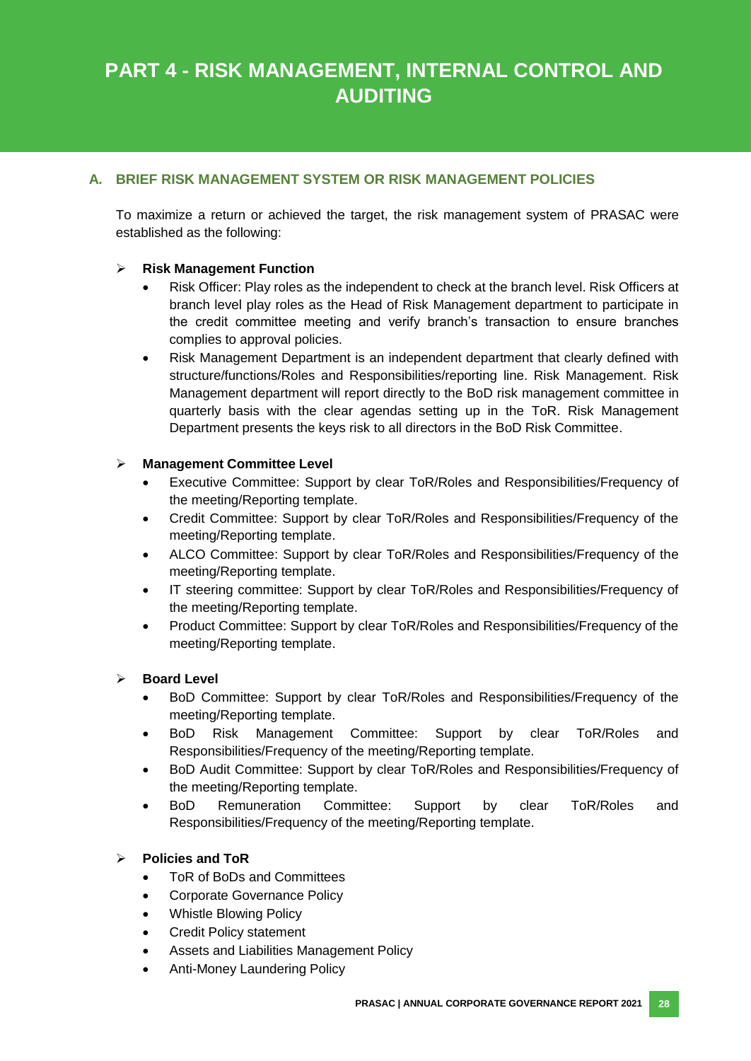# PART 4 - RISK MANAGEMENT, INTERNAL CONTROL AND AUDITING

## A. BRIEF RISK MANAGEMENT SYSTEM OR RISK MANAGEMENT POLICIES

To maximize a return or achieved the target, the risk management system of PRASAC were established as the following:

- **Risk Management Function**
  - Risk Officer: Play roles as the independent to check at the branch level. Risk Officers at branch level play roles as the Head of Risk Management department to participate in the credit committee meeting and verify branch's transaction to ensure branches complies to approval policies.
  - Risk Management Department is an independent department that clearly defined with structure/functions/Roles and Responsibilities/reporting line. Risk Management. Risk Management department will report directly to the BoD risk management committee in quarterly basis with the clear agendas setting up in the ToR. Risk Management Department presents the keys risk to all directors in the BoD Risk Committee.

- **Management Committee Level**
  - Executive Committee: Support by clear ToR/Roles and Responsibilities/Frequency of the meeting/Reporting template.
  - Credit Committee: Support by clear ToR/Roles and Responsibilities/Frequency of the meeting/Reporting template.
  - ALCO Committee: Support by clear ToR/Roles and Responsibilities/Frequency of the meeting/Reporting template.
  - IT steering committee: Support by clear ToR/Roles and Responsibilities/Frequency of the meeting/Reporting template.
  - Product Committee: Support by clear ToR/Roles and Responsibilities/Frequency of the meeting/Reporting template.

- **Board Level**
  - BoD Committee: Support by clear ToR/Roles and Responsibilities/Frequency of the meeting/Reporting template.
  - BoD Risk Management Committee: Support by clear ToR/Roles and Responsibilities/Frequency of the meeting/Reporting template.
  - BoD Audit Committee: Support by clear ToR/Roles and Responsibilities/Frequency of the meeting/Reporting template.
  - BoD Remuneration Committee: Support by clear ToR/Roles and Responsibilities/Frequency of the meeting/Reporting template.

- **Policies and ToR**
  - ToR of BoDs and Committees
  - Corporate Governance Policy
  - Whistle Blowing Policy
  - Credit Policy statement
  - Assets and Liabilities Management Policy
  - Anti-Money Laundering Policy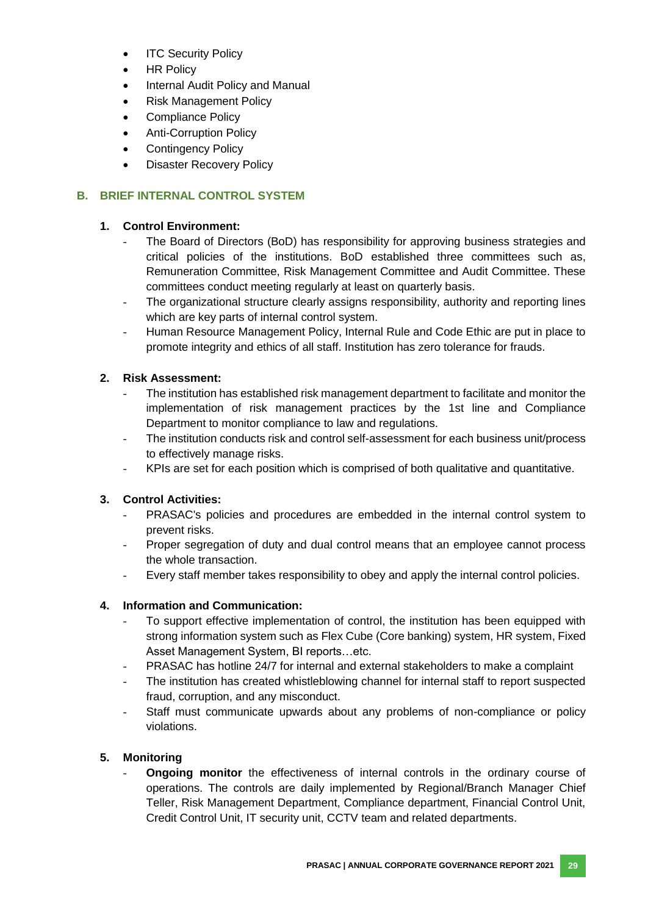- ITC Security Policy
- HR Policy
- Internal Audit Policy and Manual
- Risk Management Policy
- Compliance Policy
- Anti-Corruption Policy
- Contingency Policy
- Disaster Recovery Policy

## B. BRIEF INTERNAL CONTROL SYSTEM

### 1. Control Environment:

- The Board of Directors (BoD) has responsibility for approving business strategies and critical policies of the institutions. BoD established three committees such as, Remuneration Committee, Risk Management Committee and Audit Committee. These committees conduct meeting regularly at least on quarterly basis.
- The organizational structure clearly assigns responsibility, authority and reporting lines which are key parts of internal control system.
- Human Resource Management Policy, Internal Rule and Code Ethic are put in place to promote integrity and ethics of all staff. Institution has zero tolerance for frauds.

### 2. Risk Assessment:

- The institution has established risk management department to facilitate and monitor the implementation of risk management practices by the 1st line and Compliance Department to monitor compliance to law and regulations.
- The institution conducts risk and control self-assessment for each business unit/process to effectively manage risks.
- KPIs are set for each position which is comprised of both qualitative and quantitative.

### 3. Control Activities:

- PRASAC's policies and procedures are embedded in the internal control system to prevent risks.
- Proper segregation of duty and dual control means that an employee cannot process the whole transaction.
- Every staff member takes responsibility to obey and apply the internal control policies.

### 4. Information and Communication:

- To support effective implementation of control, the institution has been equipped with strong information system such as Flex Cube (Core banking) system, HR system, Fixed Asset Management System, BI reports…etc.
- PRASAC has hotline 24/7 for internal and external stakeholders to make a complaint
- The institution has created whistleblowing channel for internal staff to report suspected fraud, corruption, and any misconduct.
- Staff must communicate upwards about any problems of non-compliance or policy violations.

### 5. Monitoring

- **Ongoing monitor** the effectiveness of internal controls in the ordinary course of operations. The controls are daily implemented by Regional/Branch Manager Chief Teller, Risk Management Department, Compliance department, Financial Control Unit, Credit Control Unit, IT security unit, CCTV team and related departments.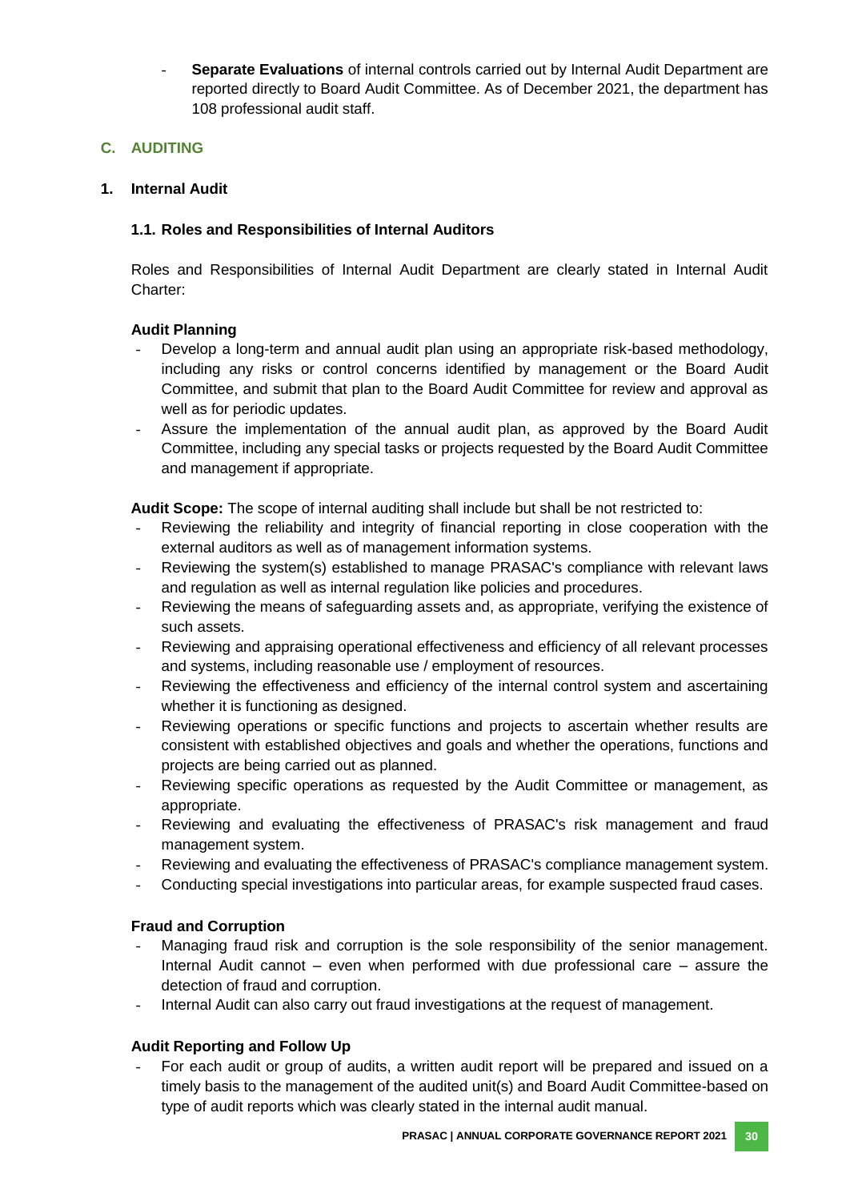- **Separate Evaluations** of internal controls carried out by Internal Audit Department are reported directly to Board Audit Committee. As of December 2021, the department has 108 professional audit staff.

## C. AUDITING

### 1. Internal Audit

#### 1.1. Roles and Responsibilities of Internal Auditors

Roles and Responsibilities of Internal Audit Department are clearly stated in Internal Audit Charter:

**Audit Planning**

- Develop a long-term and annual audit plan using an appropriate risk-based methodology, including any risks or control concerns identified by management or the Board Audit Committee, and submit that plan to the Board Audit Committee for review and approval as well as for periodic updates.
- Assure the implementation of the annual audit plan, as approved by the Board Audit Committee, including any special tasks or projects requested by the Board Audit Committee and management if appropriate.

**Audit Scope:** The scope of internal auditing shall include but shall be not restricted to:

- Reviewing the reliability and integrity of financial reporting in close cooperation with the external auditors as well as of management information systems.
- Reviewing the system(s) established to manage PRASAC's compliance with relevant laws and regulation as well as internal regulation like policies and procedures.
- Reviewing the means of safeguarding assets and, as appropriate, verifying the existence of such assets.
- Reviewing and appraising operational effectiveness and efficiency of all relevant processes and systems, including reasonable use / employment of resources.
- Reviewing the effectiveness and efficiency of the internal control system and ascertaining whether it is functioning as designed.
- Reviewing operations or specific functions and projects to ascertain whether results are consistent with established objectives and goals and whether the operations, functions and projects are being carried out as planned.
- Reviewing specific operations as requested by the Audit Committee or management, as appropriate.
- Reviewing and evaluating the effectiveness of PRASAC's risk management and fraud management system.
- Reviewing and evaluating the effectiveness of PRASAC's compliance management system.
- Conducting special investigations into particular areas, for example suspected fraud cases.

**Fraud and Corruption**

- Managing fraud risk and corruption is the sole responsibility of the senior management. Internal Audit cannot – even when performed with due professional care – assure the detection of fraud and corruption.
- Internal Audit can also carry out fraud investigations at the request of management.

**Audit Reporting and Follow Up**

- For each audit or group of audits, a written audit report will be prepared and issued on a timely basis to the management of the audited unit(s) and Board Audit Committee-based on type of audit reports which was clearly stated in the internal audit manual.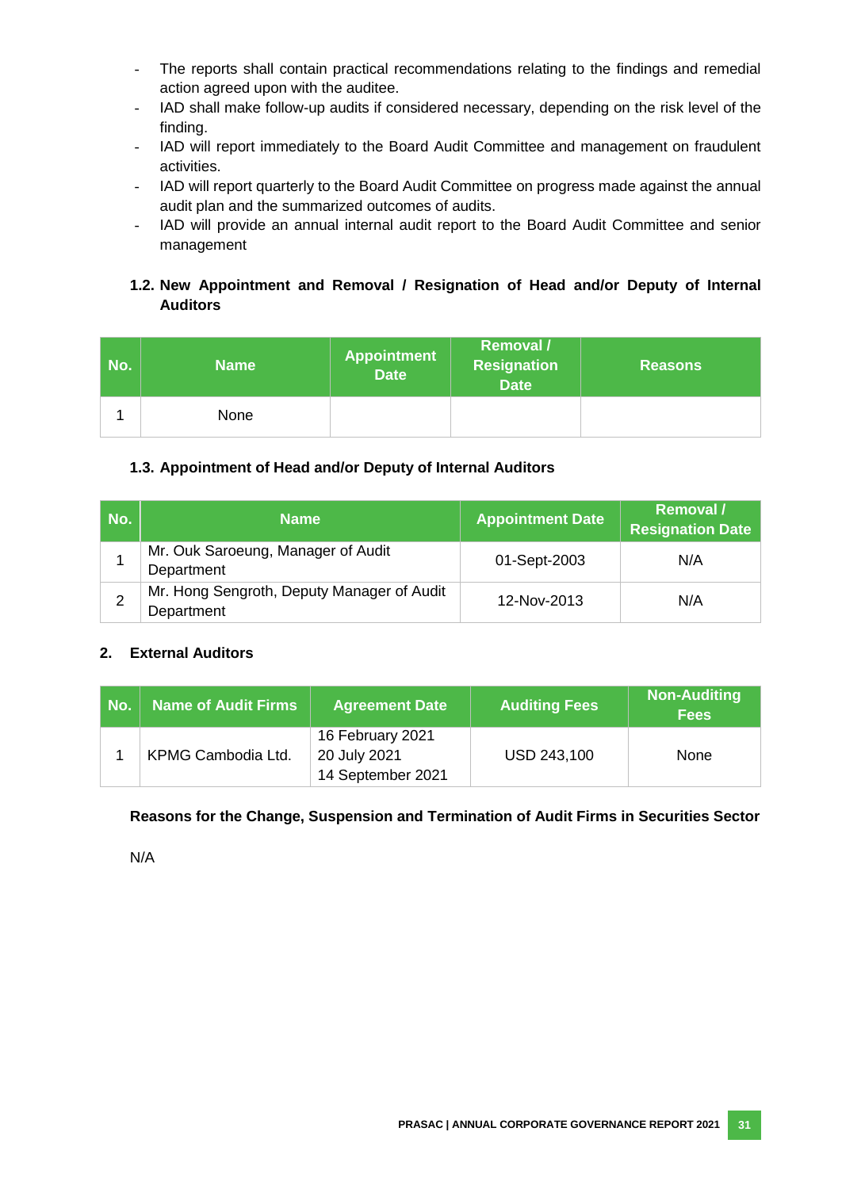- The reports shall contain practical recommendations relating to the findings and remedial action agreed upon with the auditee.
- IAD shall make follow-up audits if considered necessary, depending on the risk level of the finding.
- IAD will report immediately to the Board Audit Committee and management on fraudulent activities.
- IAD will report quarterly to the Board Audit Committee on progress made against the annual audit plan and the summarized outcomes of audits.
- IAD will provide an annual internal audit report to the Board Audit Committee and senior management

### 1.2. New Appointment and Removal / Resignation of Head and/or Deputy of Internal Auditors

| No. | Name | Appointment Date | Removal / Resignation Date | Reasons |
|---|---|---|---|---|
| 1 | None | | | |

### 1.3. Appointment of Head and/or Deputy of Internal Auditors

| No. | Name | Appointment Date | Removal / Resignation Date |
|---|---|---|---|
| 1 | Mr. Ouk Saroeung, Manager of Audit Department | 01-Sept-2003 | N/A |
| 2 | Mr. Hong Sengroth, Deputy Manager of Audit Department | 12-Nov-2013 | N/A |

## 2. External Auditors

| No. | Name of Audit Firms | Agreement Date | Auditing Fees | Non-Auditing Fees |
|---|---|---|---|---|
| 1 | KPMG Cambodia Ltd. | 16 February 2021<br>20 July 2021<br>14 September 2021 | USD 243,100 | None |

**Reasons for the Change, Suspension and Termination of Audit Firms in Securities Sector**

N/A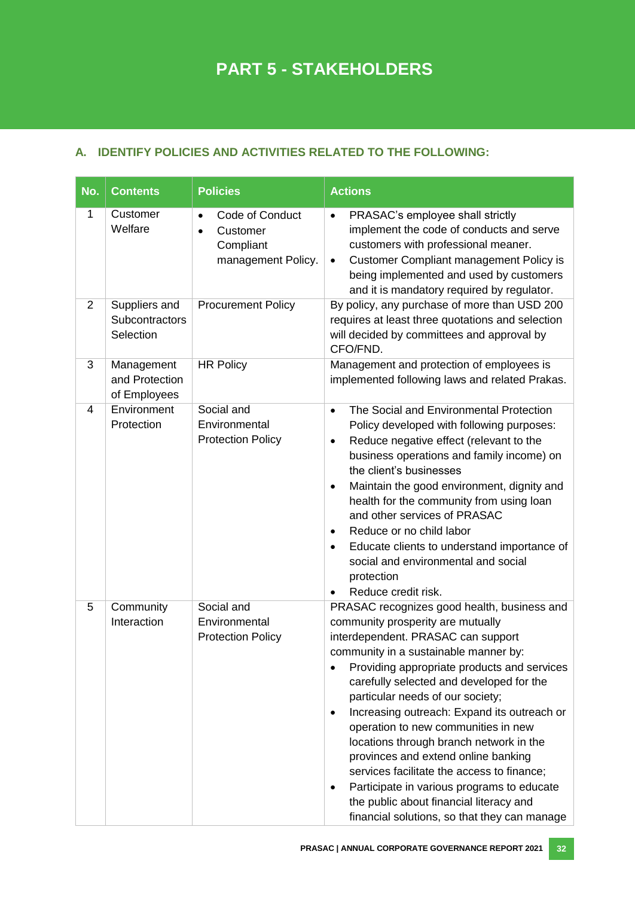# PART 5 - STAKEHOLDERS

## A. IDENTIFY POLICIES AND ACTIVITIES RELATED TO THE FOLLOWING:

| No. | Contents | Policies | Actions |
|---|---|---|---|
| 1 | Customer Welfare | • Code of Conduct<br>• Customer Compliant management Policy. | • PRASAC's employee shall strictly implement the code of conducts and serve customers with professional meaner.<br>• Customer Compliant management Policy is being implemented and used by customers and it is mandatory required by regulator. |
| 2 | Suppliers and Subcontractors Selection | Procurement Policy | By policy, any purchase of more than USD 200 requires at least three quotations and selection will decided by committees and approval by CFO/FND. |
| 3 | Management and Protection of Employees | HR Policy | Management and protection of employees is implemented following laws and related Prakas. |
| 4 | Environment Protection | Social and Environmental Protection Policy | • The Social and Environmental Protection Policy developed with following purposes:<br>• Reduce negative effect (relevant to the business operations and family income) on the client's businesses<br>• Maintain the good environment, dignity and health for the community from using loan and other services of PRASAC<br>• Reduce or no child labor<br>• Educate clients to understand importance of social and environmental and social protection<br>• Reduce credit risk. |
| 5 | Community Interaction | Social and Environmental Protection Policy | PRASAC recognizes good health, business and community prosperity are mutually interdependent. PRASAC can support community in a sustainable manner by:<br>• Providing appropriate products and services carefully selected and developed for the particular needs of our society;<br>• Increasing outreach: Expand its outreach or operation to new communities in new locations through branch network in the provinces and extend online banking services facilitate the access to finance;<br>• Participate in various programs to educate the public about financial literacy and financial solutions, so that they can manage |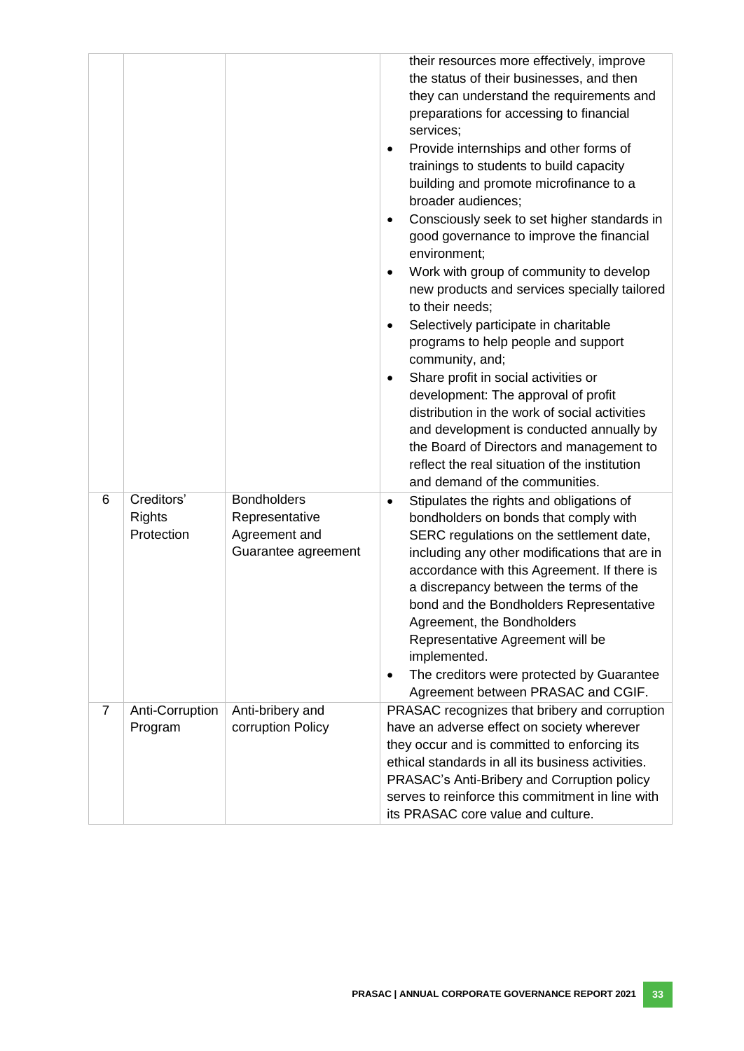|   |   |   |   |
|---|---|---|---|
| | | | their resources more effectively, improve the status of their businesses, and then they can understand the requirements and preparations for accessing to financial services;<br>• Provide internships and other forms of trainings to students to build capacity building and promote microfinance to a broader audiences;<br>• Consciously seek to set higher standards in good governance to improve the financial environment;<br>• Work with group of community to develop new products and services specially tailored to their needs;<br>• Selectively participate in charitable programs to help people and support community, and;<br>• Share profit in social activities or development: The approval of profit distribution in the work of social activities and development is conducted annually by the Board of Directors and management to reflect the real situation of the institution and demand of the communities. |
| 6 | Creditors' Rights Protection | Bondholders Representative Agreement and Guarantee agreement | • Stipulates the rights and obligations of bondholders on bonds that comply with SERC regulations on the settlement date, including any other modifications that are in accordance with this Agreement. If there is a discrepancy between the terms of the bond and the Bondholders Representative Agreement, the Bondholders Representative Agreement will be implemented.<br>• The creditors were protected by Guarantee Agreement between PRASAC and CGIF. |
| 7 | Anti-Corruption Program | Anti-bribery and corruption Policy | PRASAC recognizes that bribery and corruption have an adverse effect on society wherever they occur and is committed to enforcing its ethical standards in all its business activities. PRASAC's Anti-Bribery and Corruption policy serves to reinforce this commitment in line with its PRASAC core value and culture. |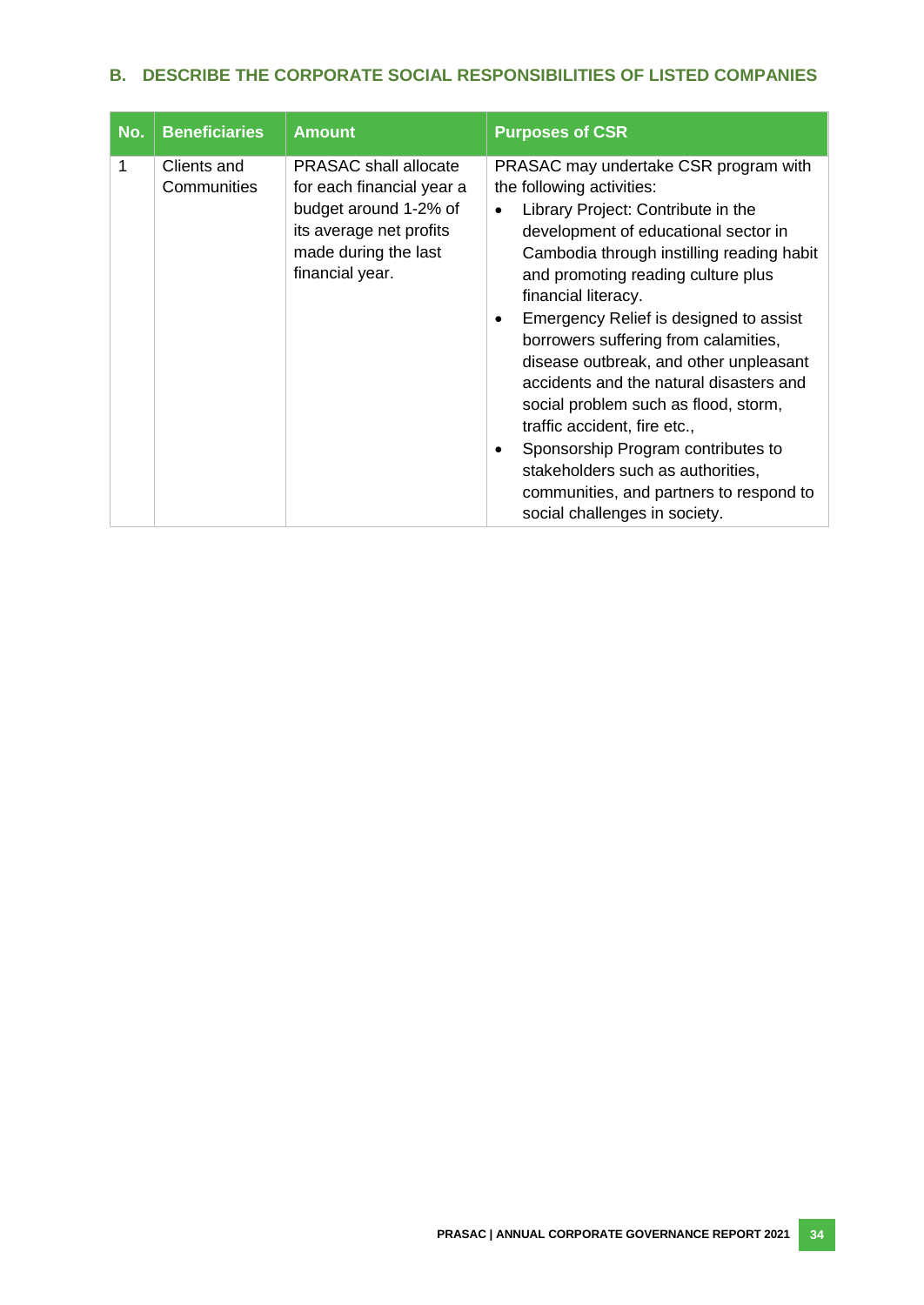## B. DESCRIBE THE CORPORATE SOCIAL RESPONSIBILITIES OF LISTED COMPANIES

| No. | Beneficiaries | Amount | Purposes of CSR |
|---|---|---|---|
| 1 | Clients and Communities | PRASAC shall allocate for each financial year a budget around 1-2% of its average net profits made during the last financial year. | PRASAC may undertake CSR program with the following activities:<br>• Library Project: Contribute in the development of educational sector in Cambodia through instilling reading habit and promoting reading culture plus financial literacy.<br>• Emergency Relief is designed to assist borrowers suffering from calamities, disease outbreak, and other unpleasant accidents and the natural disasters and social problem such as flood, storm, traffic accident, fire etc.,<br>• Sponsorship Program contributes to stakeholders such as authorities, communities, and partners to respond to social challenges in society. |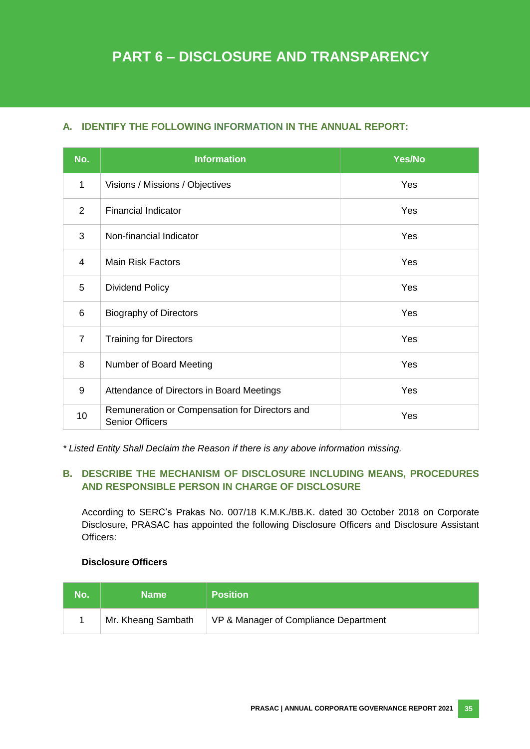# PART 6 – DISCLOSURE AND TRANSPARENCY

## A. IDENTIFY THE FOLLOWING INFORMATION IN THE ANNUAL REPORT:

| No. | Information | Yes/No |
|---|---|---|
| 1 | Visions / Missions / Objectives | Yes |
| 2 | Financial Indicator | Yes |
| 3 | Non-financial Indicator | Yes |
| 4 | Main Risk Factors | Yes |
| 5 | Dividend Policy | Yes |
| 6 | Biography of Directors | Yes |
| 7 | Training for Directors | Yes |
| 8 | Number of Board Meeting | Yes |
| 9 | Attendance of Directors in Board Meetings | Yes |
| 10 | Remuneration or Compensation for Directors and Senior Officers | Yes |

*\* Listed Entity Shall Declaim the Reason if there is any above information missing.*

## B. DESCRIBE THE MECHANISM OF DISCLOSURE INCLUDING MEANS, PROCEDURES AND RESPONSIBLE PERSON IN CHARGE OF DISCLOSURE

According to SERC's Prakas No. 007/18 K.M.K./BB.K. dated 30 October 2018 on Corporate Disclosure, PRASAC has appointed the following Disclosure Officers and Disclosure Assistant Officers:

**Disclosure Officers**

| No. | Name | Position |
|---|---|---|
| 1 | Mr. Kheang Sambath | VP & Manager of Compliance Department |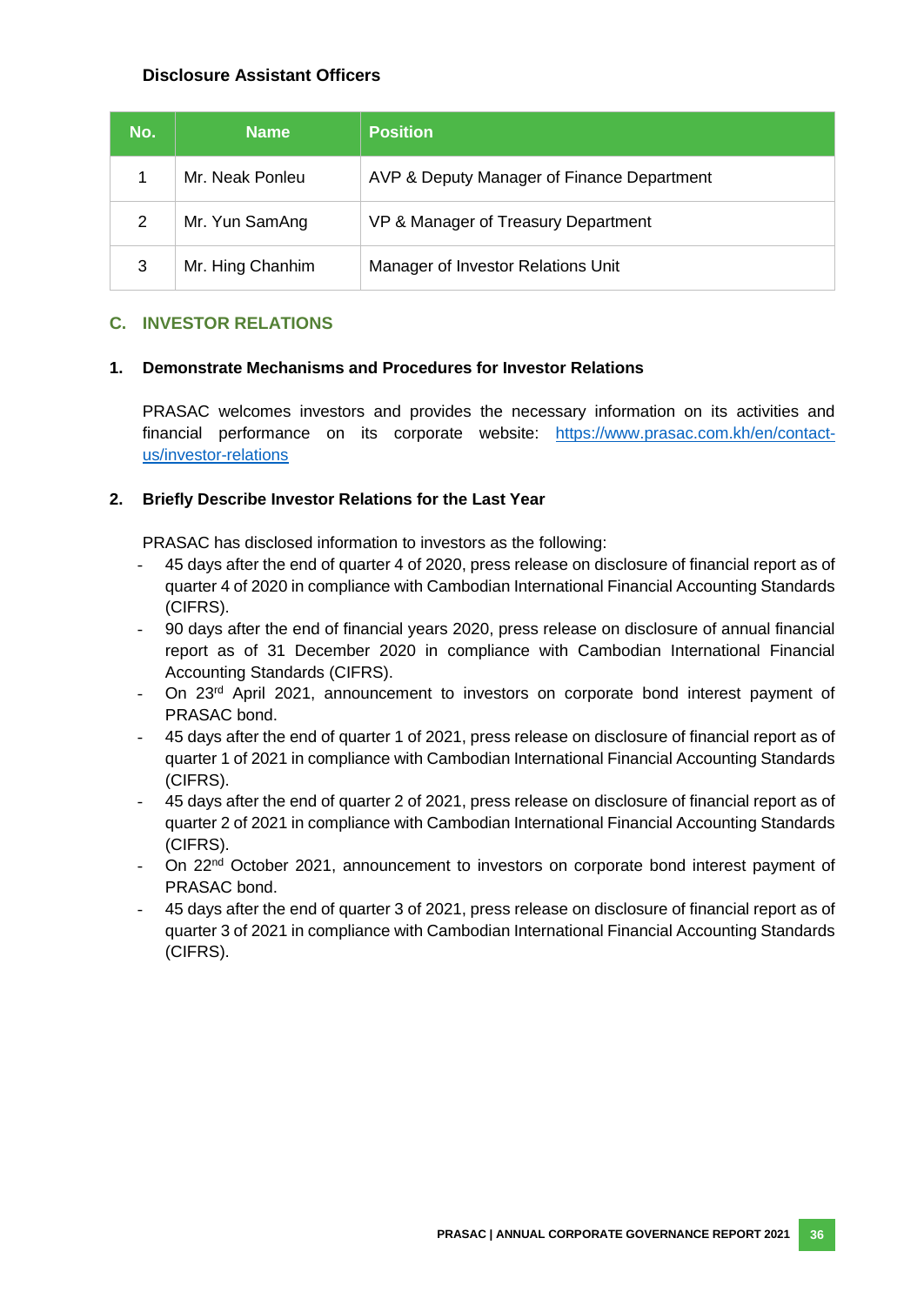**Disclosure Assistant Officers**

| No. | Name | Position |
|---|---|---|
| 1 | Mr. Neak Ponleu | AVP & Deputy Manager of Finance Department |
| 2 | Mr. Yun SamAng | VP & Manager of Treasury Department |
| 3 | Mr. Hing Chanhim | Manager of Investor Relations Unit |

## C. INVESTOR RELATIONS

### 1. Demonstrate Mechanisms and Procedures for Investor Relations

PRASAC welcomes investors and provides the necessary information on its activities and financial performance on its corporate website: https://www.prasac.com.kh/en/contact-us/investor-relations

### 2. Briefly Describe Investor Relations for the Last Year

PRASAC has disclosed information to investors as the following:

- 45 days after the end of quarter 4 of 2020, press release on disclosure of financial report as of quarter 4 of 2020 in compliance with Cambodian International Financial Accounting Standards (CIFRS).
- 90 days after the end of financial years 2020, press release on disclosure of annual financial report as of 31 December 2020 in compliance with Cambodian International Financial Accounting Standards (CIFRS).
- On 23rd April 2021, announcement to investors on corporate bond interest payment of PRASAC bond.
- 45 days after the end of quarter 1 of 2021, press release on disclosure of financial report as of quarter 1 of 2021 in compliance with Cambodian International Financial Accounting Standards (CIFRS).
- 45 days after the end of quarter 2 of 2021, press release on disclosure of financial report as of quarter 2 of 2021 in compliance with Cambodian International Financial Accounting Standards (CIFRS).
- On 22nd October 2021, announcement to investors on corporate bond interest payment of PRASAC bond.
- 45 days after the end of quarter 3 of 2021, press release on disclosure of financial report as of quarter 3 of 2021 in compliance with Cambodian International Financial Accounting Standards (CIFRS).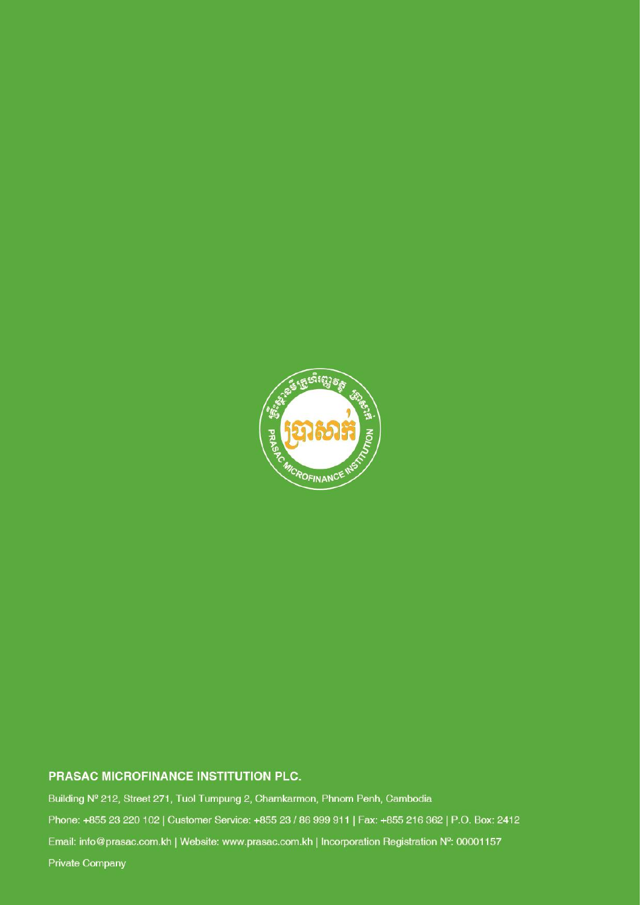**PRASAC MICROFINANCE INSTITUTION PLC.**

Building Nº 212, Street 271, Tuol Tumpung 2, Chamkarmon, Phnom Penh, Cambodia

Phone: +855 23 220 102 | Customer Service: +855 23 / 86 999 911 | Fax: +855 216 362 | P.O. Box: 2412

Email: info@prasac.com.kh | Website: www.prasac.com.kh | Incorporation Registration Nº: 00001157

Private Company